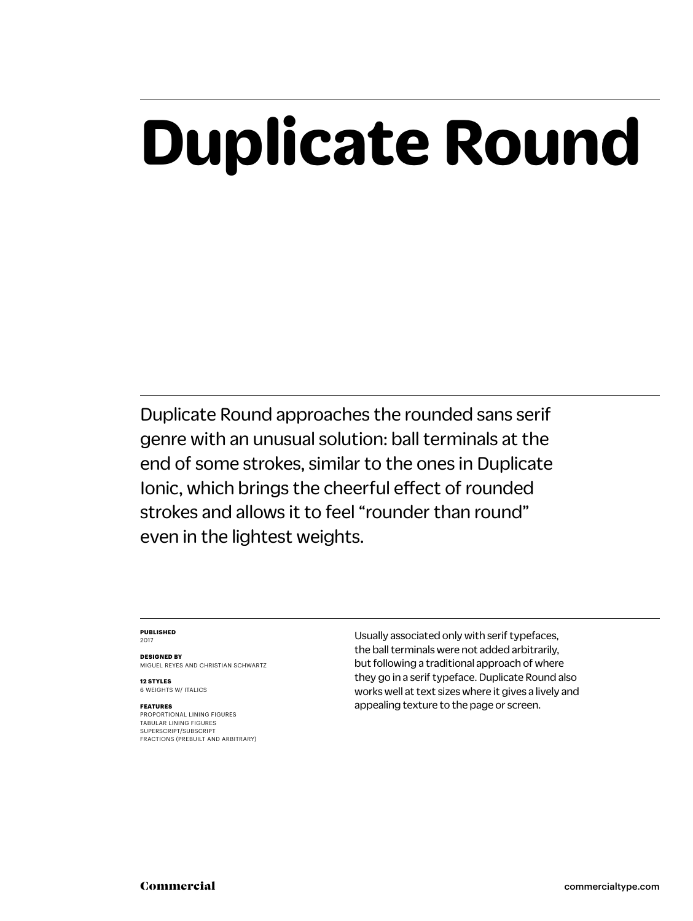# Duplicate Round

Duplicate Round approaches the rounded sans serif genre with an unusual solution: ball terminals at the end of some strokes, similar to the ones in Duplicate Ionic, which brings the cheerful effect of rounded strokes and allows it to feel "rounder than round" even in the lightest weights.

**PUBLISHED**
2017

**DESIGNED BY**
MIGUEL REYES AND CHRISTIAN SCHWARTZ

**12 STYLES**
6 WEIGHTS W/ ITALICS

**FEATURES**
PROPORTIONAL LINING FIGURES
TABULAR LINING FIGURES
SUPERSCRIPT/SUBSCRIPT
FRACTIONS (PREBUILT AND ARBITRARY)

Usually associated only with serif typefaces, the ball terminals were not added arbitrarily, but following a traditional approach of where they go in a serif typeface. Duplicate Round also works well at text sizes where it gives a lively and appealing texture to the page or screen.

Commercial

commercialtype.com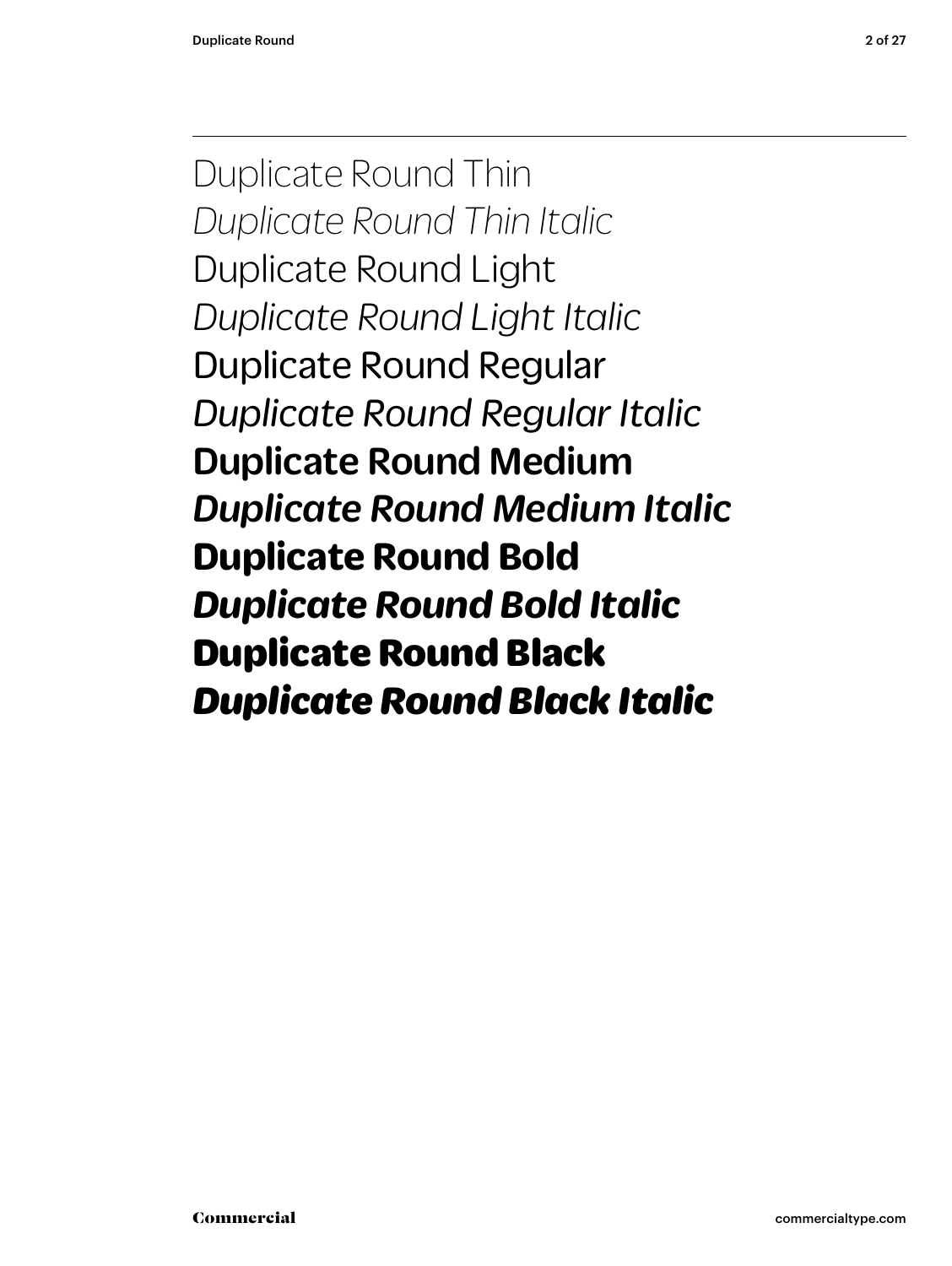Duplicate Round Thin

*Duplicate Round Thin Italic*

Duplicate Round Light

*Duplicate Round Light Italic*

Duplicate Round Regular

*Duplicate Round Regular Italic*

**Duplicate Round Medium**

***Duplicate Round Medium Italic***

**Duplicate Round Bold**

***Duplicate Round Bold Italic***

**Duplicate Round Black**

***Duplicate Round Black Italic***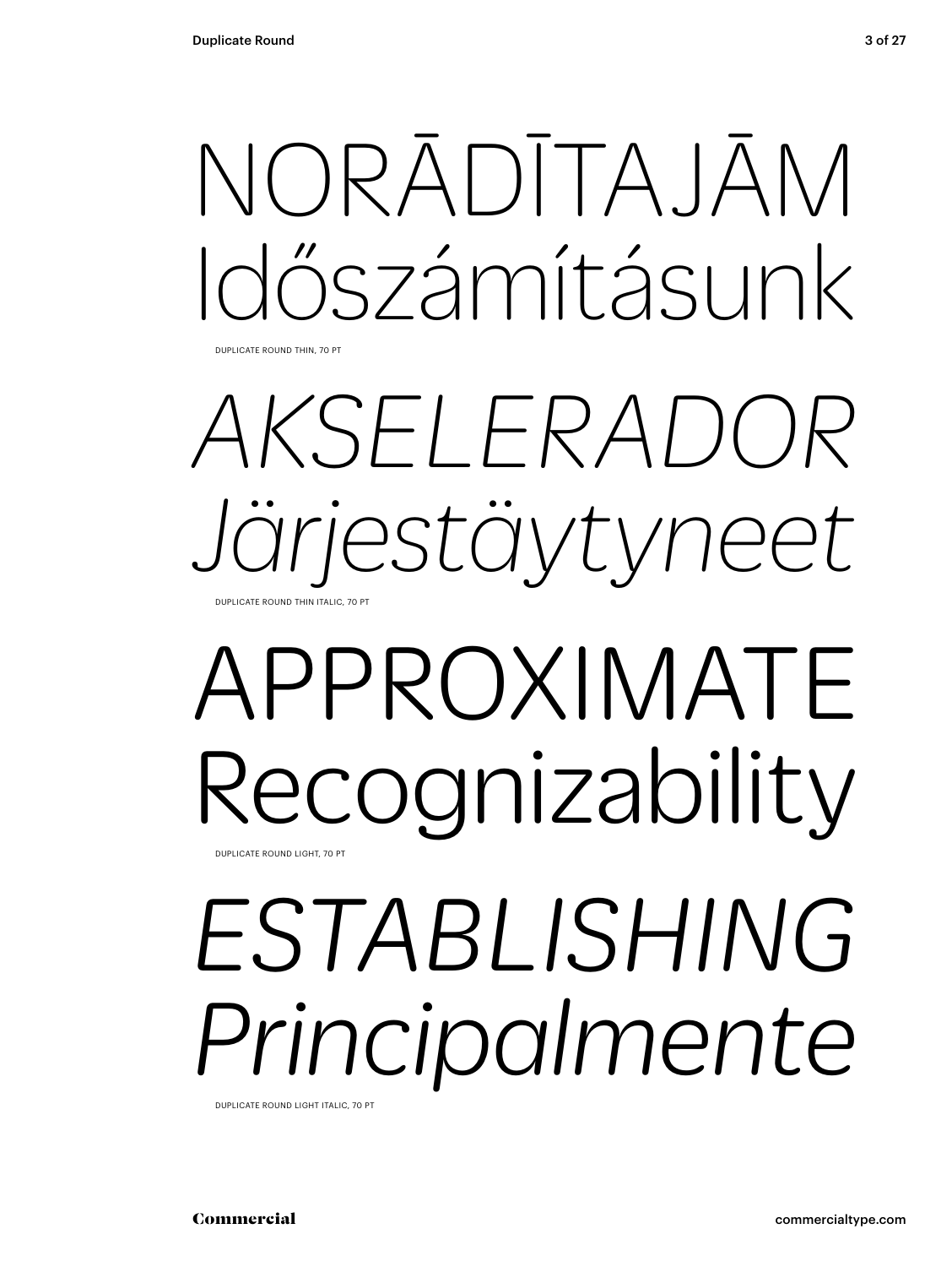NORĀDĪTAJĀM
Időszámításunk

DUPLICATE ROUND THIN, 70 PT

*AKSELERADOR*
*Järjestäytyneet*

DUPLICATE ROUND THIN ITALIC, 70 PT

APPROXIMATE
Recognizability

DUPLICATE ROUND LIGHT, 70 PT

*ESTABLISHING*
*Principalmente*

DUPLICATE ROUND LIGHT ITALIC, 70 PT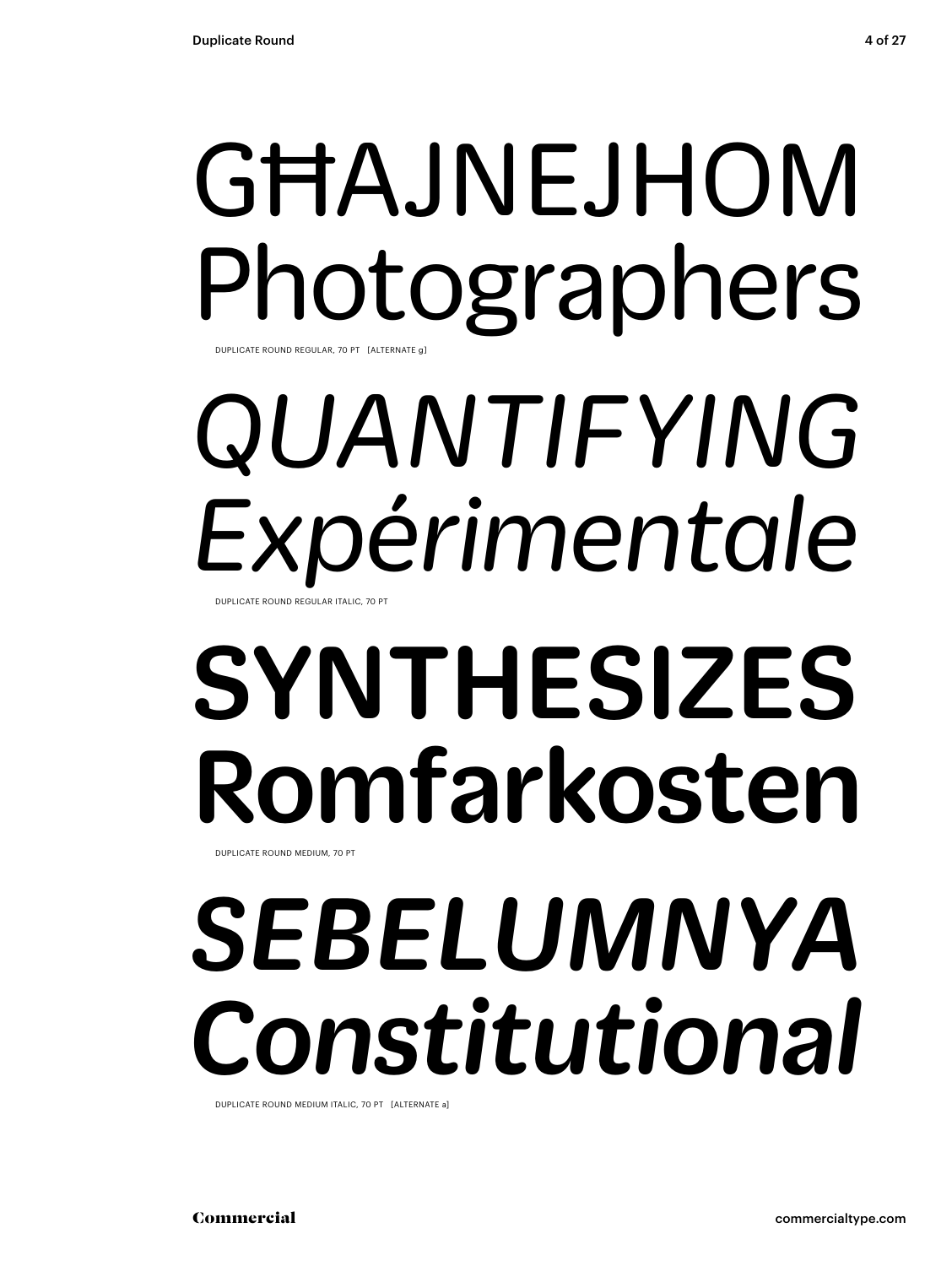GĦAJNEJHOM
Photographers

DUPLICATE ROUND REGULAR, 70 PT [ALTERNATE g]

*QUANTIFYING*
*Expérimentale*

DUPLICATE ROUND REGULAR ITALIC, 70 PT

**SYNTHESIZES**
**Romfarkosten**

DUPLICATE ROUND MEDIUM, 70 PT

***SEBELUMNYA***
***Constitutional***

DUPLICATE ROUND MEDIUM ITALIC, 70 PT [ALTERNATE a]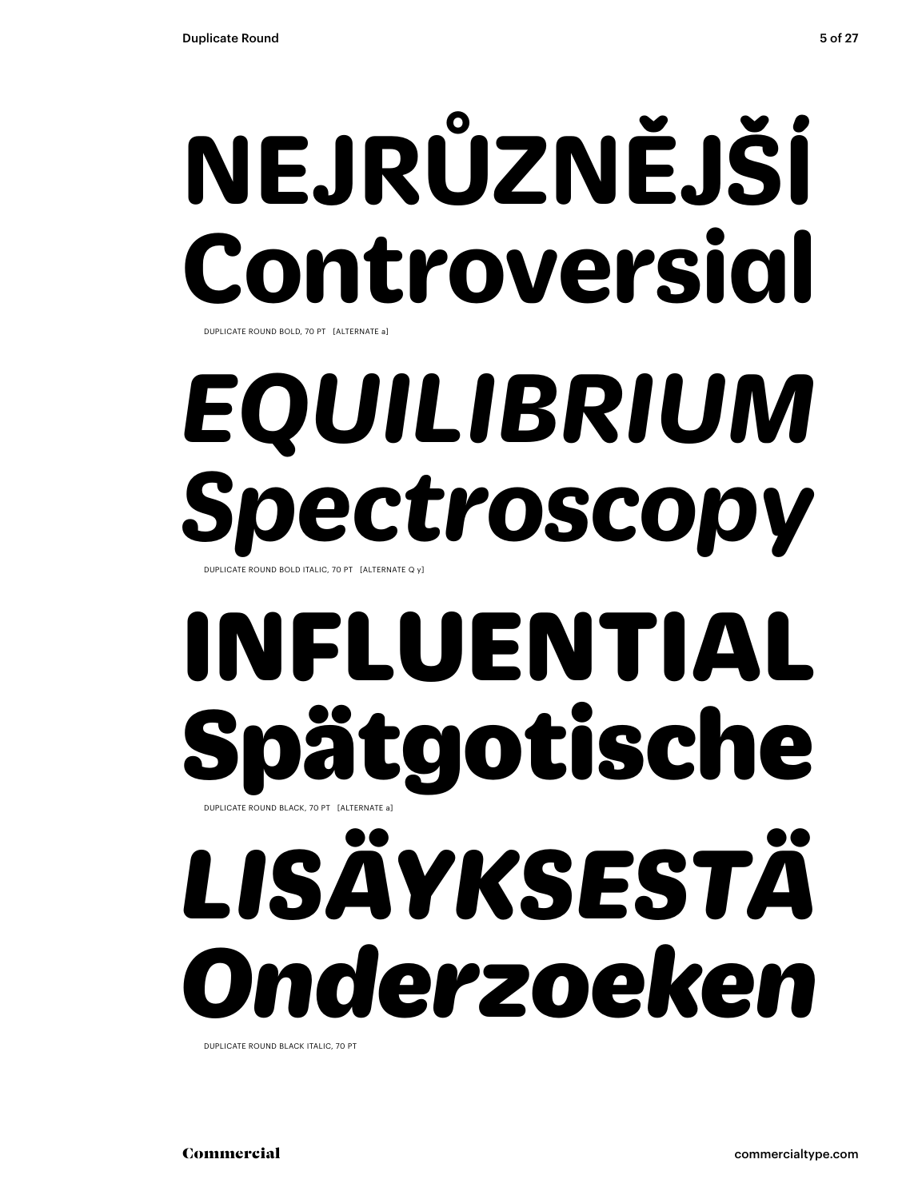# NEJRŮZNĚJŠÍ Controversial

DUPLICATE ROUND BOLD, 70 PT [ALTERNATE a]

# *EQUILIBRIUM Spectroscopy*

DUPLICATE ROUND BOLD ITALIC, 70 PT [ALTERNATE Q y]

# INFLUENTIAL Spätgotische

DUPLICATE ROUND BLACK, 70 PT [ALTERNATE a]

# *LISÄYKSESTÄ Onderzoeken*

DUPLICATE ROUND BLACK ITALIC, 70 PT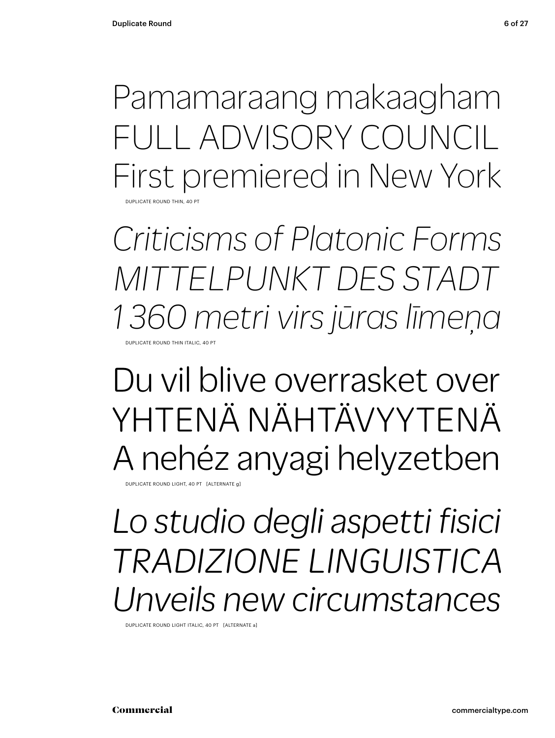Pamamaraang makaagham
FULL ADVISORY COUNCIL
First premiered in New York

DUPLICATE ROUND THIN, 40 PT

*Criticisms of Platonic Forms*
*MITTELPUNKT DES STADT*
*1 360 metri virs jūras līmeņa*

DUPLICATE ROUND THIN ITALIC, 40 PT

Du vil blive overrasket over
YHTENÄ NÄHTÄVYYTENÄ
A nehéz anyagi helyzetben

DUPLICATE ROUND LIGHT, 40 PT [ALTERNATE g]

*Lo studio degli aspetti fisici*
*TRADIZIONE LINGUISTICA*
*Unveils new circumstances*

DUPLICATE ROUND LIGHT ITALIC, 40 PT [ALTERNATE a]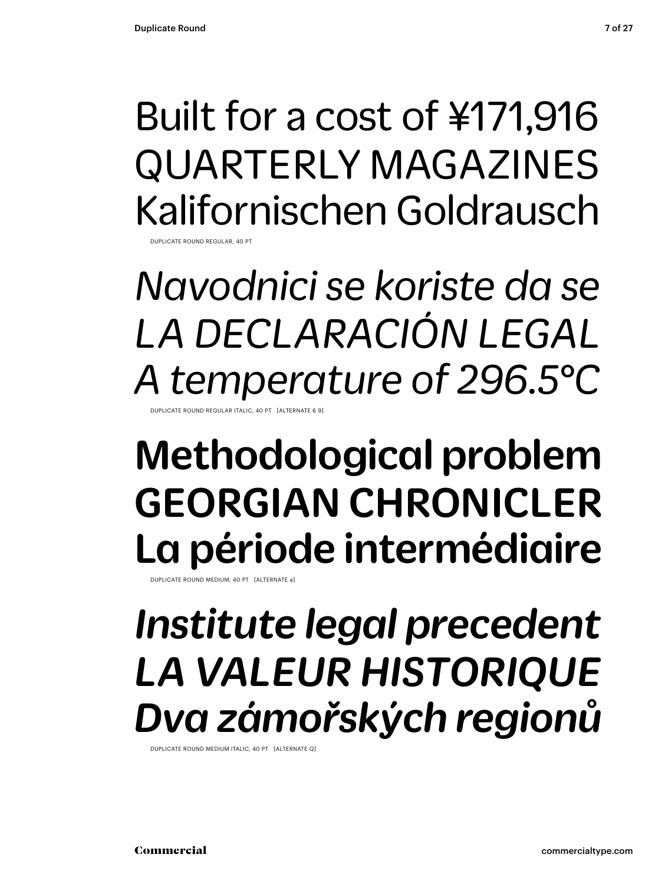Built for a cost of ¥171,916
QUARTERLY MAGAZINES
Kalifornischen Goldrausch

DUPLICATE ROUND REGULAR, 40 PT

*Navodnici se koriste da se*
*LA DECLARACIÓN LEGAL*
*A temperature of 296.5°C*

DUPLICATE ROUND REGULAR ITALIC, 40 PT [ALTERNATE 6 9]

**Methodological problem**
**GEORGIAN CHRONICLER**
**La période intermédiaire**

DUPLICATE ROUND MEDIUM, 40 PT [ALTERNATE a]

***Institute legal precedent***
***LA VALEUR HISTORIQUE***
***Dva zámořských regionů***

DUPLICATE ROUND MEDIUM ITALIC, 40 PT [ALTERNATE Q]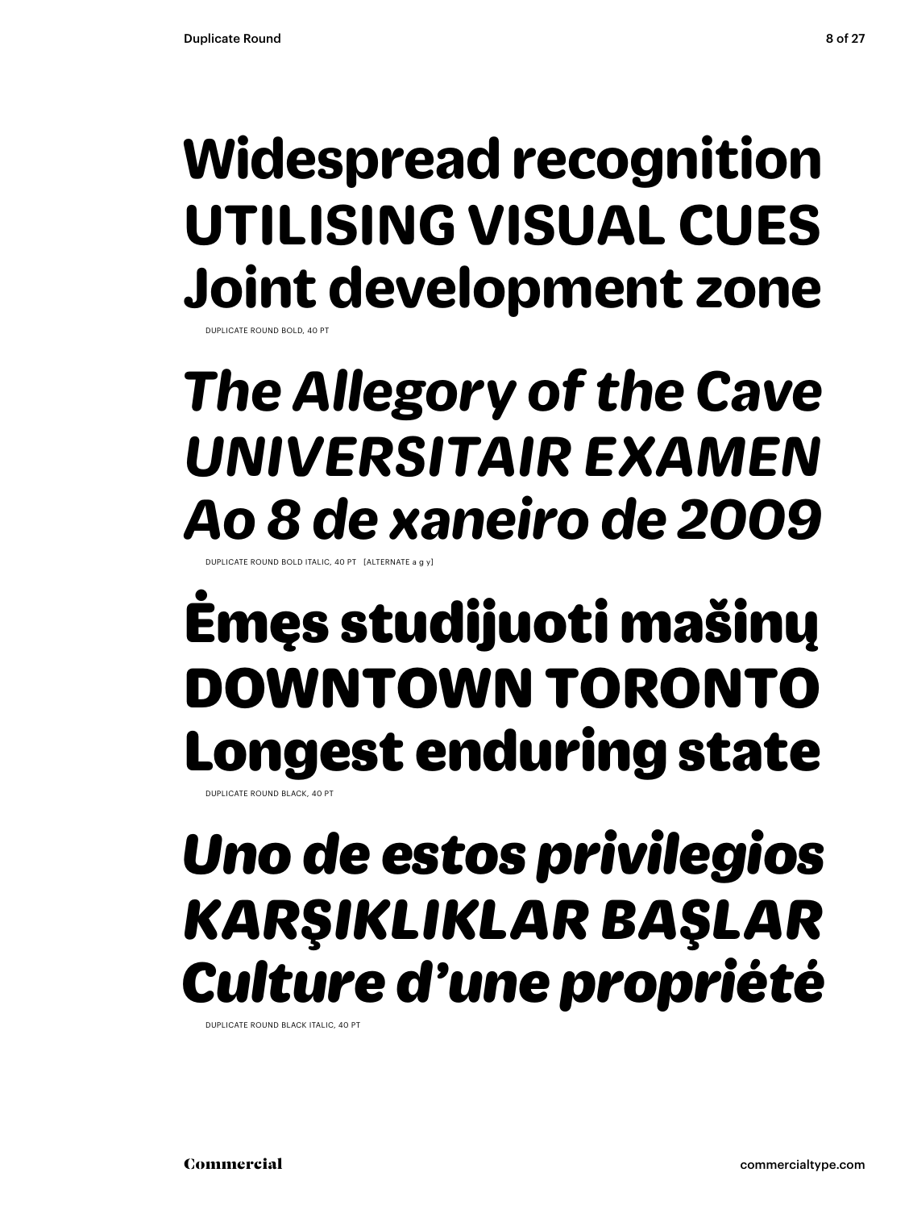**Widespread recognition**
**UTILISING VISUAL CUES**
**Joint development zone**

DUPLICATE ROUND BOLD, 40 PT

***The Allegory of the Cave***
***UNIVERSITAIR EXAMEN***
***Ao 8 de xaneiro de 2009***

DUPLICATE ROUND BOLD ITALIC, 40 PT [ALTERNATE a g y]

**Ėmęs studijuoti mašinų**
**DOWNTOWN TORONTO**
**Longest enduring state**

DUPLICATE ROUND BLACK, 40 PT

***Uno de estos privilegios***
***KARŞIKLIKLAR BAŞLAR***
***Culture d'une propriété***

DUPLICATE ROUND BLACK ITALIC, 40 PT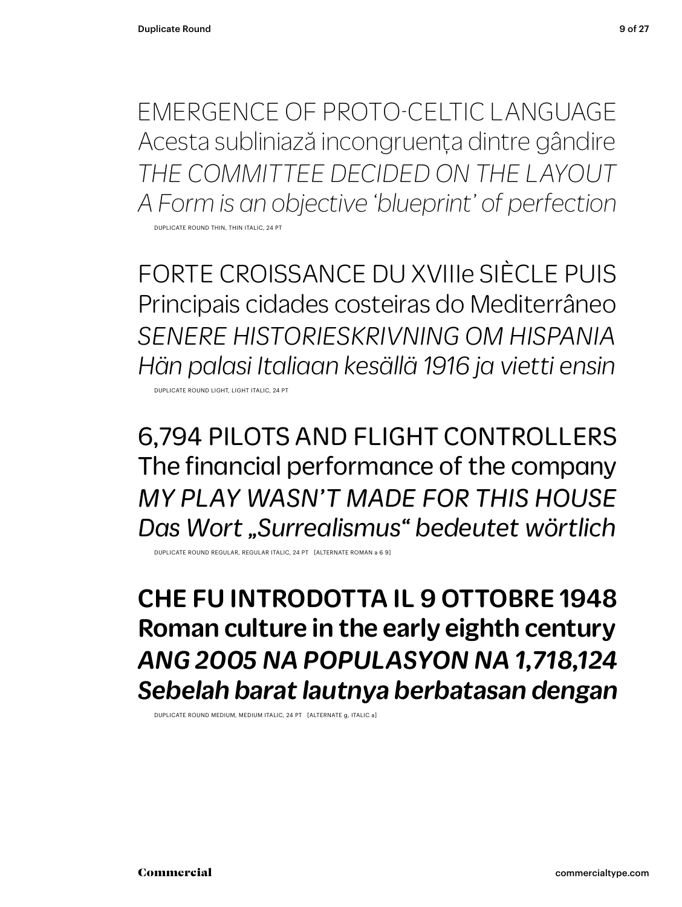EMERGENCE OF PROTO-CELTIC LANGUAGE
Acesta subliniază incongruența dintre gândire
*THE COMMITTEE DECIDED ON THE LAYOUT*
*A Form is an objective ‘blueprint’ of perfection*

DUPLICATE ROUND THIN, THIN ITALIC, 24 PT

FORTE CROISSANCE DU XVIIIe SIÈCLE PUIS
Principais cidades costeiras do Mediterrâneo
*SENERE HISTORIESKRIVNING OM HISPANIA*
*Hän palasi Italiaan kesällä 1916 ja vietti ensin*

DUPLICATE ROUND LIGHT, LIGHT ITALIC, 24 PT

6,794 PILOTS AND FLIGHT CONTROLLERS
The financial performance of the company
*MY PLAY WASN’T MADE FOR THIS HOUSE*
*Das Wort „Surrealismus“ bedeutet wörtlich*

DUPLICATE ROUND REGULAR, REGULAR ITALIC, 24 PT [ALTERNATE ROMAN a 6 9]

**CHE FU INTRODOTTA IL 9 OTTOBRE 1948**
**Roman culture in the early eighth century**
***ANG 2005 NA POPULASYON NA 1,718,124***
***Sebelah barat lautnya berbatasan dengan***

DUPLICATE ROUND MEDIUM, MEDIUM ITALIC, 24 PT [ALTERNATE g, ITALIC a]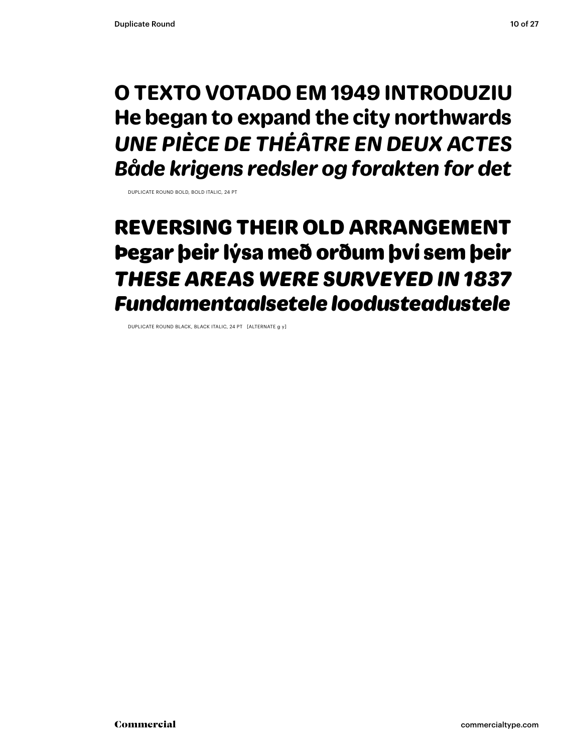**O TEXTO VOTADO EM 1949 INTRODUZIU**
**He began to expand the city northwards**
***UNE PIÈCE DE THÉÂTRE EN DEUX ACTES***
***Både krigens redsler og forakten for det***

DUPLICATE ROUND BOLD, BOLD ITALIC, 24 PT

**REVERSING THEIR OLD ARRANGEMENT**
**Þegar þeir lýsa með orðum því sem þeir**
***THESE AREAS WERE SURVEYED IN 1837***
***Fundamentaalsetele loodusteadustele***

DUPLICATE ROUND BLACK, BLACK ITALIC, 24 PT [ALTERNATE g y]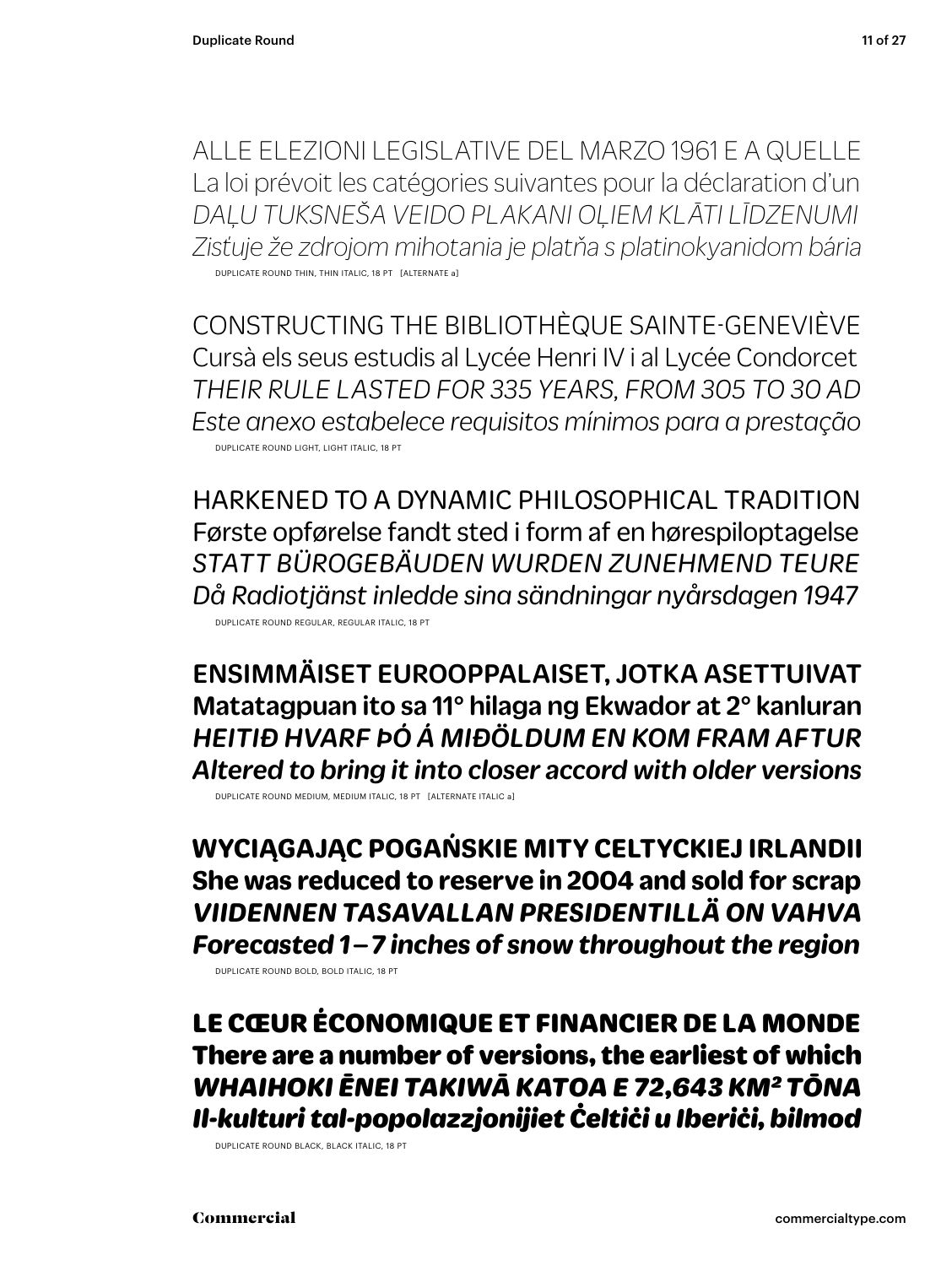ALLE ELEZIONI LEGISLATIVE DEL MARZO 1961 E A QUELLE
La loi prévoit les catégories suivantes pour la déclaration d'un
*DAĻU TUKSNEŠA VEIDO PLAKANI OĻIEM KLĀTI LĪDZENUMI*
*Zisťuje že zdrojom mihotania je platňa s platinokyanidom bária*

DUPLICATE ROUND THIN, THIN ITALIC, 18 PT [ALTERNATE a]

CONSTRUCTING THE BIBLIOTHÈQUE SAINTE-GENEVIÈVE
Cursà els seus estudis al Lycée Henri IV i al Lycée Condorcet
*THEIR RULE LASTED FOR 335 YEARS, FROM 305 TO 30 AD*
*Este anexo estabelece requisitos mínimos para a prestação*

DUPLICATE ROUND LIGHT, LIGHT ITALIC, 18 PT

HARKENED TO A DYNAMIC PHILOSOPHICAL TRADITION
Første opførelse fandt sted i form af en hørespiloptagelse
*STATT BÜROGEBÄUDEN WURDEN ZUNEHMEND TEURE*
*Då Radiotjänst inledde sina sändningar nyårsdagen 1947*

DUPLICATE ROUND REGULAR, REGULAR ITALIC, 18 PT

**ENSIMMÄISET EUROOPPALAISET, JOTKA ASETTUIVAT**
**Matatagpuan ito sa 11° hilaga ng Ekwador at 2° kanluran**
***HEITIÐ HVARF ÞÓ Á MIÐÖLDUM EN KOM FRAM AFTUR***
***Altered to bring it into closer accord with older versions***

DUPLICATE ROUND MEDIUM, MEDIUM ITALIC, 18 PT [ALTERNATE ITALIC a]

**WYCIĄGAJĄC POGAŃSKIE MITY CELTYCKIEJ IRLANDII**
**She was reduced to reserve in 2004 and sold for scrap**
***VIIDENNEN TASAVALLAN PRESIDENTILLÄ ON VAHVA***
***Forecasted 1–7 inches of snow throughout the region***

DUPLICATE ROUND BOLD, BOLD ITALIC, 18 PT

**LE CŒUR ÉCONOMIQUE ET FINANCIER DE LA MONDE**
**There are a number of versions, the earliest of which**
***WHAIHOKI ĒNEI TAKIWĀ KATOA E 72,643 KM² TŌNA***
***Il-kulturi tal-popolazzjonijiet Ċeltiċi u Iberiċi, bilmod***

DUPLICATE ROUND BLACK, BLACK ITALIC, 18 PT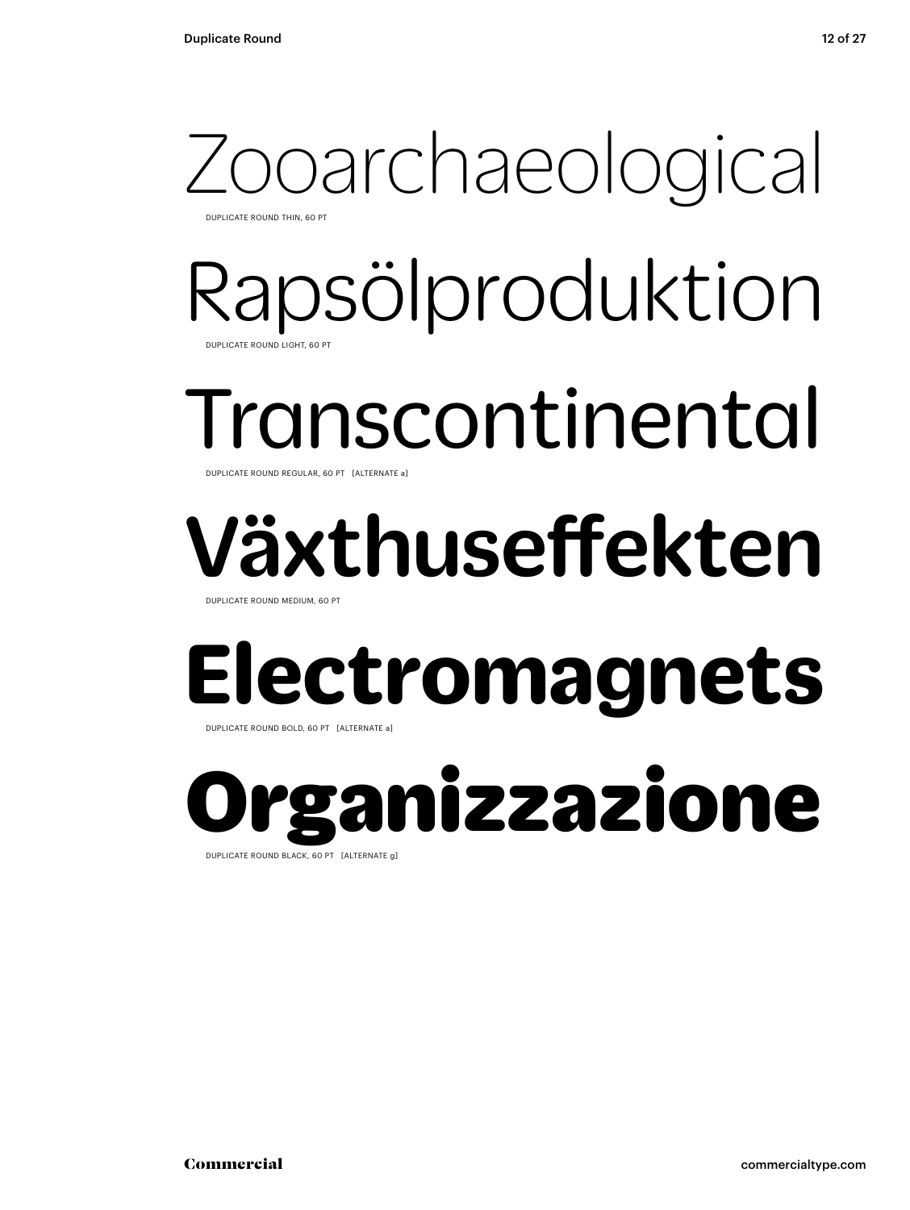Zooarchaeological

DUPLICATE ROUND THIN, 60 PT

Rapsölproduktion

DUPLICATE ROUND LIGHT, 60 PT

Transcontinental

DUPLICATE ROUND REGULAR, 60 PT [ALTERNATE a]

**Växthuseffekten**

DUPLICATE ROUND MEDIUM, 60 PT

**Electromagnets**

DUPLICATE ROUND BOLD, 60 PT [ALTERNATE a]

**Organizzazione**

DUPLICATE ROUND BLACK, 60 PT [ALTERNATE g]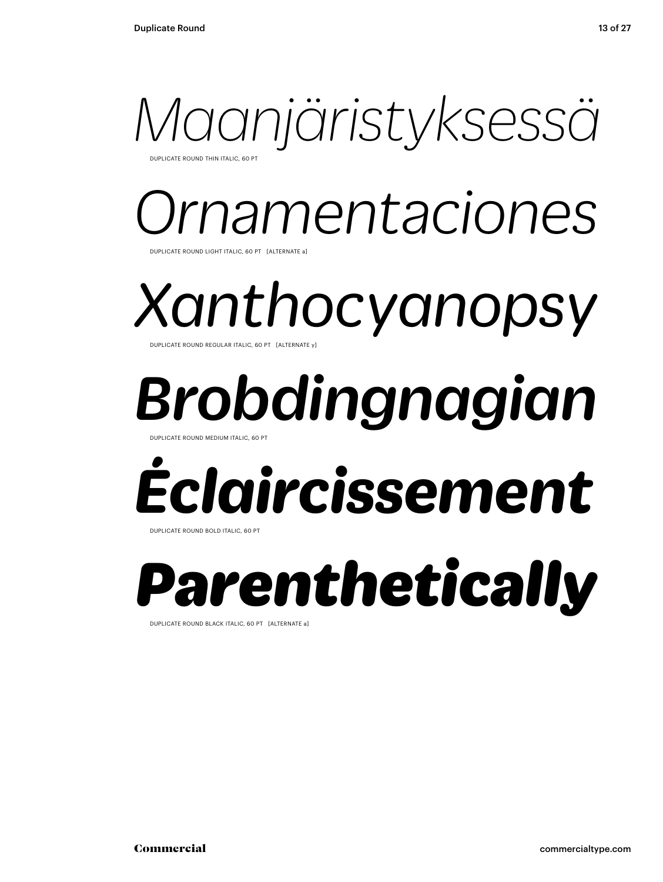*Maanjäristyksessä*

DUPLICATE ROUND THIN ITALIC, 60 PT

*Ornamentaciones*

DUPLICATE ROUND LIGHT ITALIC, 60 PT [ALTERNATE a]

*Xanthocyanopsy*

DUPLICATE ROUND REGULAR ITALIC, 60 PT [ALTERNATE y]

***Brobdingnagian***

DUPLICATE ROUND MEDIUM ITALIC, 60 PT

***Éclaircissement***

DUPLICATE ROUND BOLD ITALIC, 60 PT

***Parenthetically***

DUPLICATE ROUND BLACK ITALIC, 60 PT [ALTERNATE a]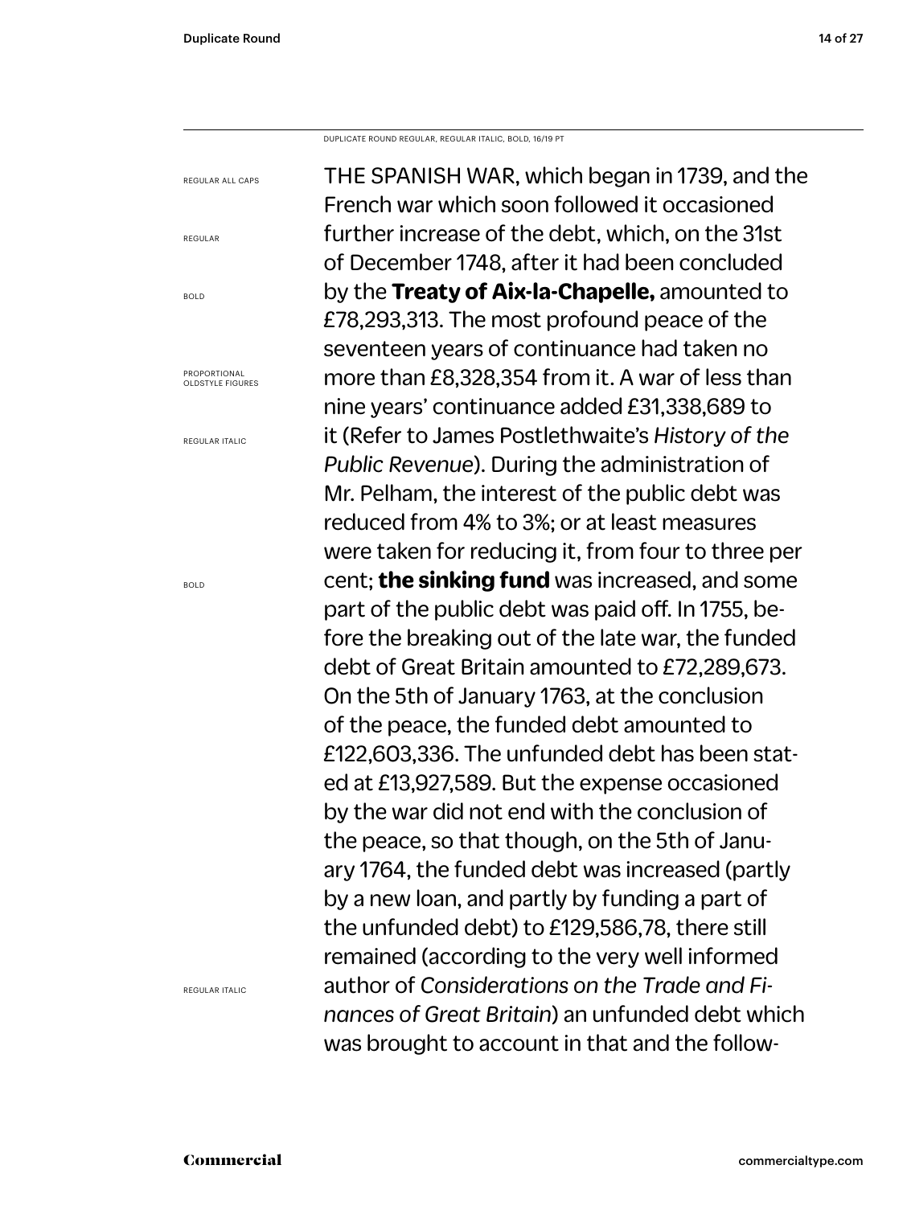DUPLICATE ROUND REGULAR, REGULAR ITALIC, BOLD, 16/19 PT

REGULAR ALL CAPS

REGULAR

BOLD

PROPORTIONAL OLDSTYLE FIGURES

REGULAR ITALIC

BOLD

REGULAR ITALIC

THE SPANISH WAR, which began in 1739, and the French war which soon followed it occasioned further increase of the debt, which, on the 31st of December 1748, after it had been concluded by the **Treaty of Aix-la-Chapelle,** amounted to £78,293,313. The most profound peace of the seventeen years of continuance had taken no more than £8,328,354 from it. A war of less than nine years' continuance added £31,338,689 to it (Refer to James Postlethwaite's *History of the Public Revenue*). During the administration of Mr. Pelham, the interest of the public debt was reduced from 4% to 3%; or at least measures were taken for reducing it, from four to three per cent; **the sinking fund** was increased, and some part of the public debt was paid off. In 1755, before the breaking out of the late war, the funded debt of Great Britain amounted to £72,289,673. On the 5th of January 1763, at the conclusion of the peace, the funded debt amounted to £122,603,336. The unfunded debt has been stated at £13,927,589. But the expense occasioned by the war did not end with the conclusion of the peace, so that though, on the 5th of January 1764, the funded debt was increased (partly by a new loan, and partly by funding a part of the unfunded debt) to £129,586,78, there still remained (according to the very well informed author of *Considerations on the Trade and Finances of Great Britain*) an unfunded debt which was brought to account in that and the follow-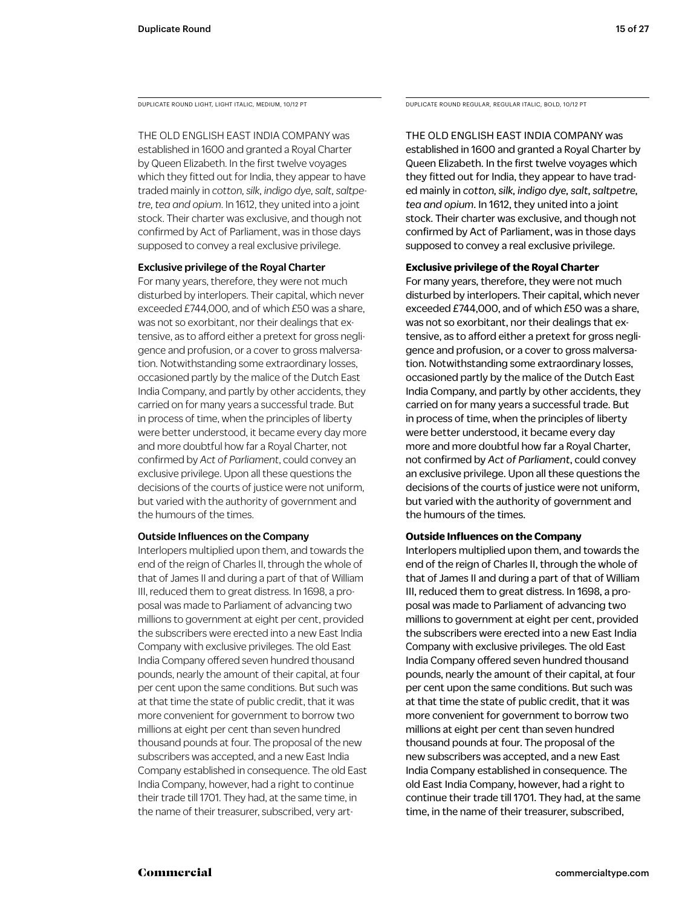DUPLICATE ROUND LIGHT, LIGHT ITALIC, MEDIUM, 10/12 PT

THE OLD ENGLISH EAST INDIA COMPANY was established in 1600 and granted a Royal Charter by Queen Elizabeth. In the first twelve voyages which they fitted out for India, they appear to have traded mainly in *cotton, silk, indigo dye, salt, saltpetre, tea and opium*. In 1612, they united into a joint stock. Their charter was exclusive, and though not confirmed by Act of Parliament, was in those days supposed to convey a real exclusive privilege.

**Exclusive privilege of the Royal Charter**

For many years, therefore, they were not much disturbed by interlopers. Their capital, which never exceeded £744,000, and of which £50 was a share, was not so exorbitant, nor their dealings that extensive, as to afford either a pretext for gross negligence and profusion, or a cover to gross malversation. Notwithstanding some extraordinary losses, occasioned partly by the malice of the Dutch East India Company, and partly by other accidents, they carried on for many years a successful trade. But in process of time, when the principles of liberty were better understood, it became every day more and more doubtful how far a Royal Charter, not confirmed by *Act of Parliament*, could convey an exclusive privilege. Upon all these questions the decisions of the courts of justice were not uniform, but varied with the authority of government and the humours of the times.

**Outside Influences on the Company**

Interlopers multiplied upon them, and towards the end of the reign of Charles II, through the whole of that of James II and during a part of that of William III, reduced them to great distress. In 1698, a proposal was made to Parliament of advancing two millions to government at eight per cent, provided the subscribers were erected into a new East India Company with exclusive privileges. The old East India Company offered seven hundred thousand pounds, nearly the amount of their capital, at four per cent upon the same conditions. But such was at that time the state of public credit, that it was more convenient for government to borrow two millions at eight per cent than seven hundred thousand pounds at four. The proposal of the new subscribers was accepted, and a new East India Company established in consequence. The old East India Company, however, had a right to continue their trade till 1701. They had, at the same time, in the name of their treasurer, subscribed, very art-

DUPLICATE ROUND REGULAR, REGULAR ITALIC, BOLD, 10/12 PT

THE OLD ENGLISH EAST INDIA COMPANY was established in 1600 and granted a Royal Charter by Queen Elizabeth. In the first twelve voyages which they fitted out for India, they appear to have traded mainly in *cotton, silk, indigo dye, salt, saltpetre, tea and opium*. In 1612, they united into a joint stock. Their charter was exclusive, and though not confirmed by Act of Parliament, was in those days supposed to convey a real exclusive privilege.

**Exclusive privilege of the Royal Charter**

For many years, therefore, they were not much disturbed by interlopers. Their capital, which never exceeded £744,000, and of which £50 was a share, was not so exorbitant, nor their dealings that extensive, as to afford either a pretext for gross negligence and profusion, or a cover to gross malversation. Notwithstanding some extraordinary losses, occasioned partly by the malice of the Dutch East India Company, and partly by other accidents, they carried on for many years a successful trade. But in process of time, when the principles of liberty were better understood, it became every day more and more doubtful how far a Royal Charter, not confirmed by *Act of Parliament*, could convey an exclusive privilege. Upon all these questions the decisions of the courts of justice were not uniform, but varied with the authority of government and the humours of the times.

**Outside Influences on the Company**

Interlopers multiplied upon them, and towards the end of the reign of Charles II, through the whole of that of James II and during a part of that of William III, reduced them to great distress. In 1698, a proposal was made to Parliament of advancing two millions to government at eight per cent, provided the subscribers were erected into a new East India Company with exclusive privileges. The old East India Company offered seven hundred thousand pounds, nearly the amount of their capital, at four per cent upon the same conditions. But such was at that time the state of public credit, that it was more convenient for government to borrow two millions at eight per cent than seven hundred thousand pounds at four. The proposal of the new subscribers was accepted, and a new East India Company established in consequence. The old East India Company, however, had a right to continue their trade till 1701. They had, at the same time, in the name of their treasurer, subscribed,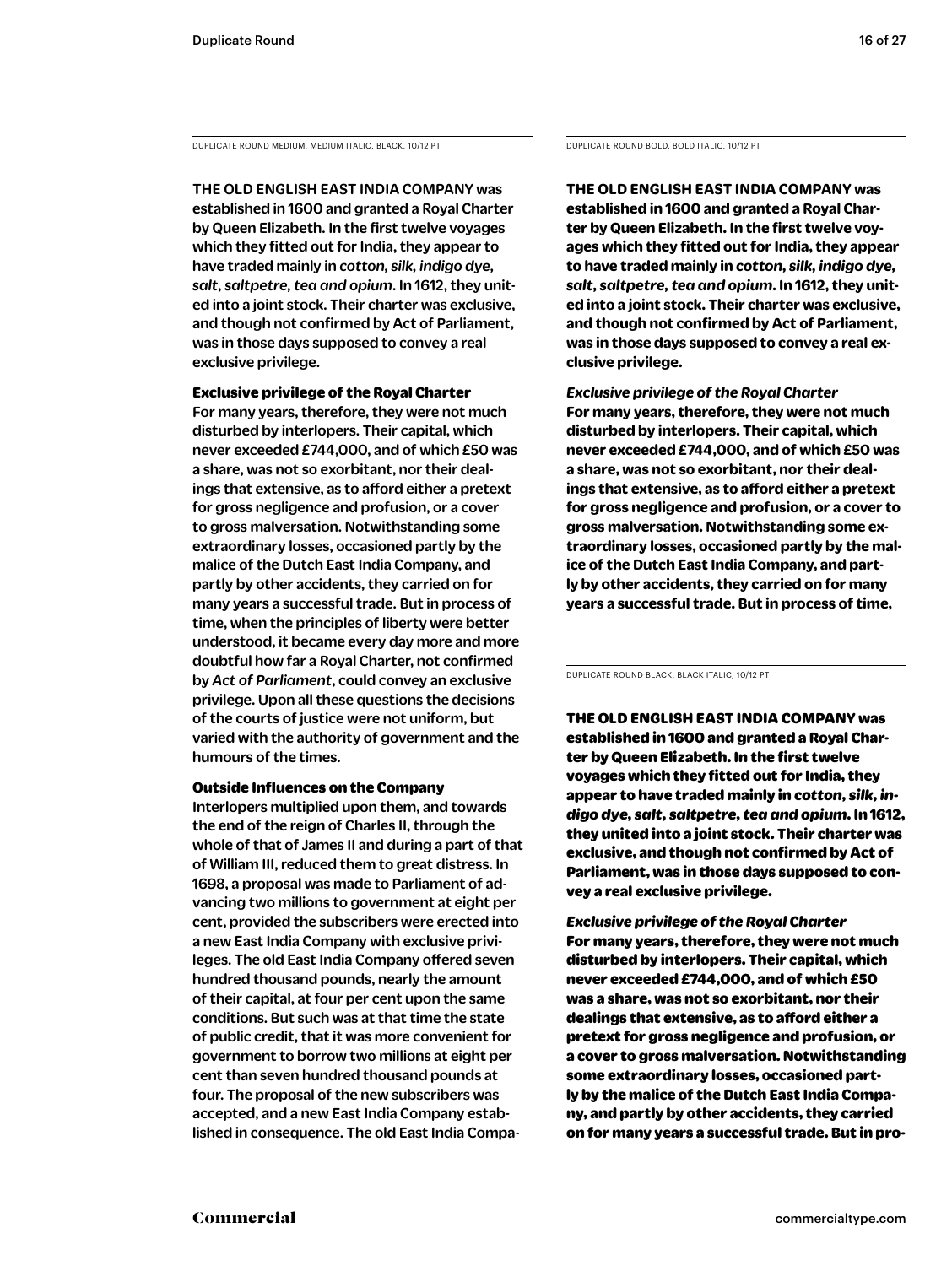DUPLICATE ROUND MEDIUM, MEDIUM ITALIC, BLACK, 10/12 PT

THE OLD ENGLISH EAST INDIA COMPANY was established in 1600 and granted a Royal Charter by Queen Elizabeth. In the first twelve voyages which they fitted out for India, they appear to have traded mainly in *cotton, silk, indigo dye, salt, saltpetre, tea and opium*. In 1612, they united into a joint stock. Their charter was exclusive, and though not confirmed by Act of Parliament, was in those days supposed to convey a real exclusive privilege.

**Exclusive privilege of the Royal Charter**
For many years, therefore, they were not much disturbed by interlopers. Their capital, which never exceeded £744,000, and of which £50 was a share, was not so exorbitant, nor their dealings that extensive, as to afford either a pretext for gross negligence and profusion, or a cover to gross malversation. Notwithstanding some extraordinary losses, occasioned partly by the malice of the Dutch East India Company, and partly by other accidents, they carried on for many years a successful trade. But in process of time, when the principles of liberty were better understood, it became every day more and more doubtful how far a Royal Charter, not confirmed by *Act of Parliament*, could convey an exclusive privilege. Upon all these questions the decisions of the courts of justice were not uniform, but varied with the authority of government and the humours of the times.

**Outside Influences on the Company**
Interlopers multiplied upon them, and towards the end of the reign of Charles II, through the whole of that of James II and during a part of that of William III, reduced them to great distress. In 1698, a proposal was made to Parliament of advancing two millions to government at eight per cent, provided the subscribers were erected into a new East India Company with exclusive privileges. The old East India Company offered seven hundred thousand pounds, nearly the amount of their capital, at four per cent upon the same conditions. But such was at that time the state of public credit, that it was more convenient for government to borrow two millions at eight per cent than seven hundred thousand pounds at four. The proposal of the new subscribers was accepted, and a new East India Company established in consequence. The old East India Compa-

DUPLICATE ROUND BOLD, BOLD ITALIC, 10/12 PT

**THE OLD ENGLISH EAST INDIA COMPANY was established in 1600 and granted a Royal Charter by Queen Elizabeth. In the first twelve voyages which they fitted out for India, they appear to have traded mainly in *cotton, silk, indigo dye, salt, saltpetre, tea and opium*. In 1612, they united into a joint stock. Their charter was exclusive, and though not confirmed by Act of Parliament, was in those days supposed to convey a real exclusive privilege.**

***Exclusive privilege of the Royal Charter***
**For many years, therefore, they were not much disturbed by interlopers. Their capital, which never exceeded £744,000, and of which £50 was a share, was not so exorbitant, nor their dealings that extensive, as to afford either a pretext for gross negligence and profusion, or a cover to gross malversation. Notwithstanding some extraordinary losses, occasioned partly by the malice of the Dutch East India Company, and partly by other accidents, they carried on for many years a successful trade. But in process of time,**

DUPLICATE ROUND BLACK, BLACK ITALIC, 10/12 PT

**THE OLD ENGLISH EAST INDIA COMPANY was established in 1600 and granted a Royal Charter by Queen Elizabeth. In the first twelve voyages which they fitted out for India, they appear to have traded mainly in *cotton, silk, indigo dye, salt, saltpetre, tea and opium*. In 1612, they united into a joint stock. Their charter was exclusive, and though not confirmed by Act of Parliament, was in those days supposed to convey a real exclusive privilege.**

***Exclusive privilege of the Royal Charter***
**For many years, therefore, they were not much disturbed by interlopers. Their capital, which never exceeded £744,000, and of which £50 was a share, was not so exorbitant, nor their dealings that extensive, as to afford either a pretext for gross negligence and profusion, or a cover to gross malversation. Notwithstanding some extraordinary losses, occasioned partly by the malice of the Dutch East India Company, and partly by other accidents, they carried on for many years a successful trade. But in pro-**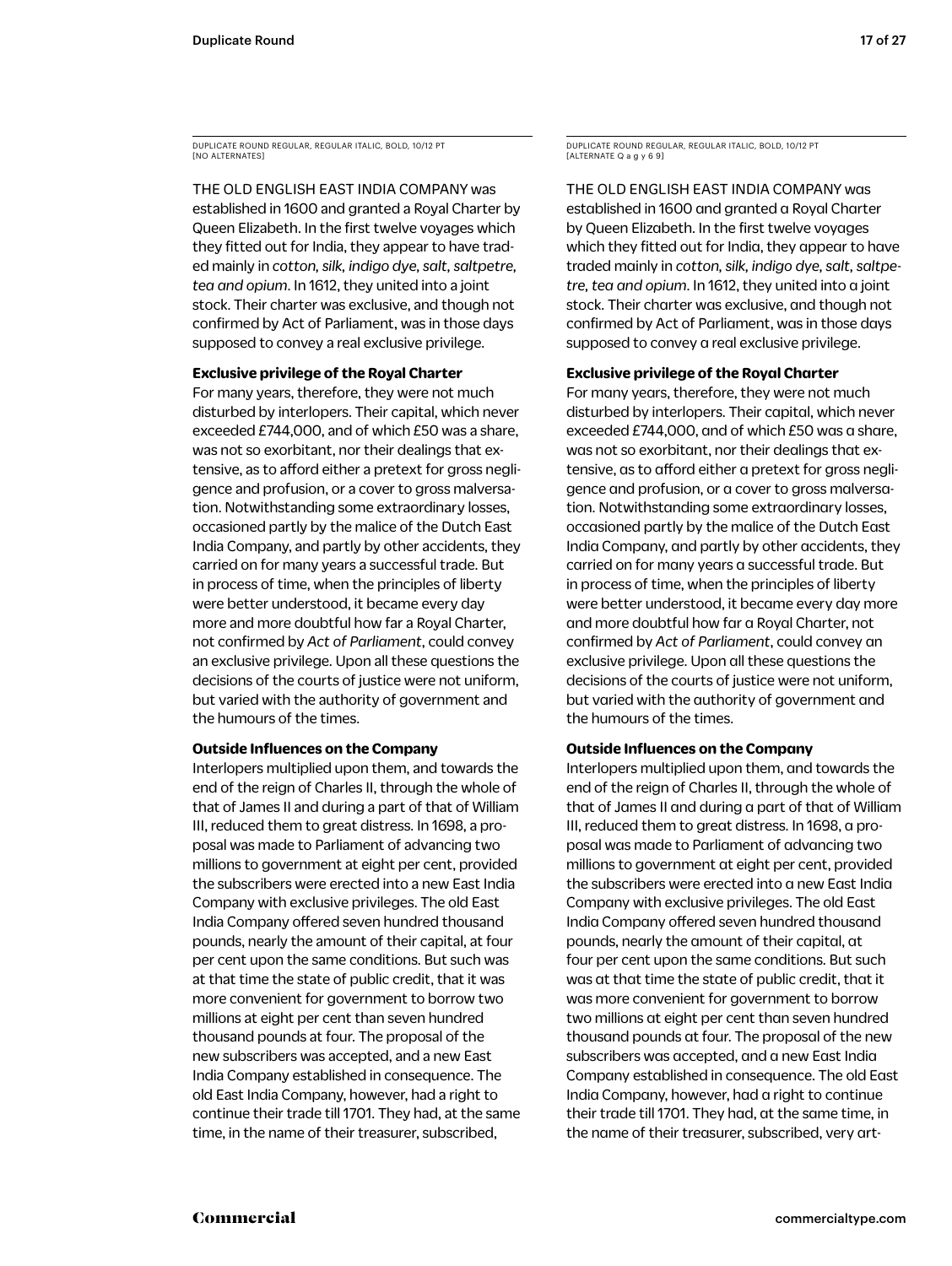DUPLICATE ROUND REGULAR, REGULAR ITALIC, BOLD, 10/12 PT
[NO ALTERNATES]

THE OLD ENGLISH EAST INDIA COMPANY was established in 1600 and granted a Royal Charter by Queen Elizabeth. In the first twelve voyages which they fitted out for India, they appear to have traded mainly in *cotton, silk, indigo dye, salt, saltpetre, tea and opium*. In 1612, they united into a joint stock. Their charter was exclusive, and though not confirmed by Act of Parliament, was in those days supposed to convey a real exclusive privilege.

**Exclusive privilege of the Royal Charter**

For many years, therefore, they were not much disturbed by interlopers. Their capital, which never exceeded £744,000, and of which £50 was a share, was not so exorbitant, nor their dealings that extensive, as to afford either a pretext for gross negligence and profusion, or a cover to gross malversation. Notwithstanding some extraordinary losses, occasioned partly by the malice of the Dutch East India Company, and partly by other accidents, they carried on for many years a successful trade. But in process of time, when the principles of liberty were better understood, it became every day more and more doubtful how far a Royal Charter, not confirmed by *Act of Parliament*, could convey an exclusive privilege. Upon all these questions the decisions of the courts of justice were not uniform, but varied with the authority of government and the humours of the times.

**Outside Influences on the Company**

Interlopers multiplied upon them, and towards the end of the reign of Charles II, through the whole of that of James II and during a part of that of William III, reduced them to great distress. In 1698, a proposal was made to Parliament of advancing two millions to government at eight per cent, provided the subscribers were erected into a new East India Company with exclusive privileges. The old East India Company offered seven hundred thousand pounds, nearly the amount of their capital, at four per cent upon the same conditions. But such was at that time the state of public credit, that it was more convenient for government to borrow two millions at eight per cent than seven hundred thousand pounds at four. The proposal of the new subscribers was accepted, and a new East India Company established in consequence. The old East India Company, however, had a right to continue their trade till 1701. They had, at the same time, in the name of their treasurer, subscribed,

DUPLICATE ROUND REGULAR, REGULAR ITALIC, BOLD, 10/12 PT
[ALTERNATE Q a g y 6 9]

THE OLD ENGLISH EAST INDIA COMPANY was established in 1600 and granted a Royal Charter by Queen Elizabeth. In the first twelve voyages which they fitted out for India, they appear to have traded mainly in *cotton, silk, indigo dye, salt, saltpetre, tea and opium*. In 1612, they united into a joint stock. Their charter was exclusive, and though not confirmed by Act of Parliament, was in those days supposed to convey a real exclusive privilege.

**Exclusive privilege of the Royal Charter**

For many years, therefore, they were not much disturbed by interlopers. Their capital, which never exceeded £744,000, and of which £50 was a share, was not so exorbitant, nor their dealings that extensive, as to afford either a pretext for gross negligence and profusion, or a cover to gross malversation. Notwithstanding some extraordinary losses, occasioned partly by the malice of the Dutch East India Company, and partly by other accidents, they carried on for many years a successful trade. But in process of time, when the principles of liberty were better understood, it became every day more and more doubtful how far a Royal Charter, not confirmed by *Act of Parliament*, could convey an exclusive privilege. Upon all these questions the decisions of the courts of justice were not uniform, but varied with the authority of government and the humours of the times.

**Outside Influences on the Company**

Interlopers multiplied upon them, and towards the end of the reign of Charles II, through the whole of that of James II and during a part of that of William III, reduced them to great distress. In 1698, a proposal was made to Parliament of advancing two millions to government at eight per cent, provided the subscribers were erected into a new East India Company with exclusive privileges. The old East India Company offered seven hundred thousand pounds, nearly the amount of their capital, at four per cent upon the same conditions. But such was at that time the state of public credit, that it was more convenient for government to borrow two millions at eight per cent than seven hundred thousand pounds at four. The proposal of the new subscribers was accepted, and a new East India Company established in consequence. The old East India Company, however, had a right to continue their trade till 1701. They had, at the same time, in the name of their treasurer, subscribed, very art-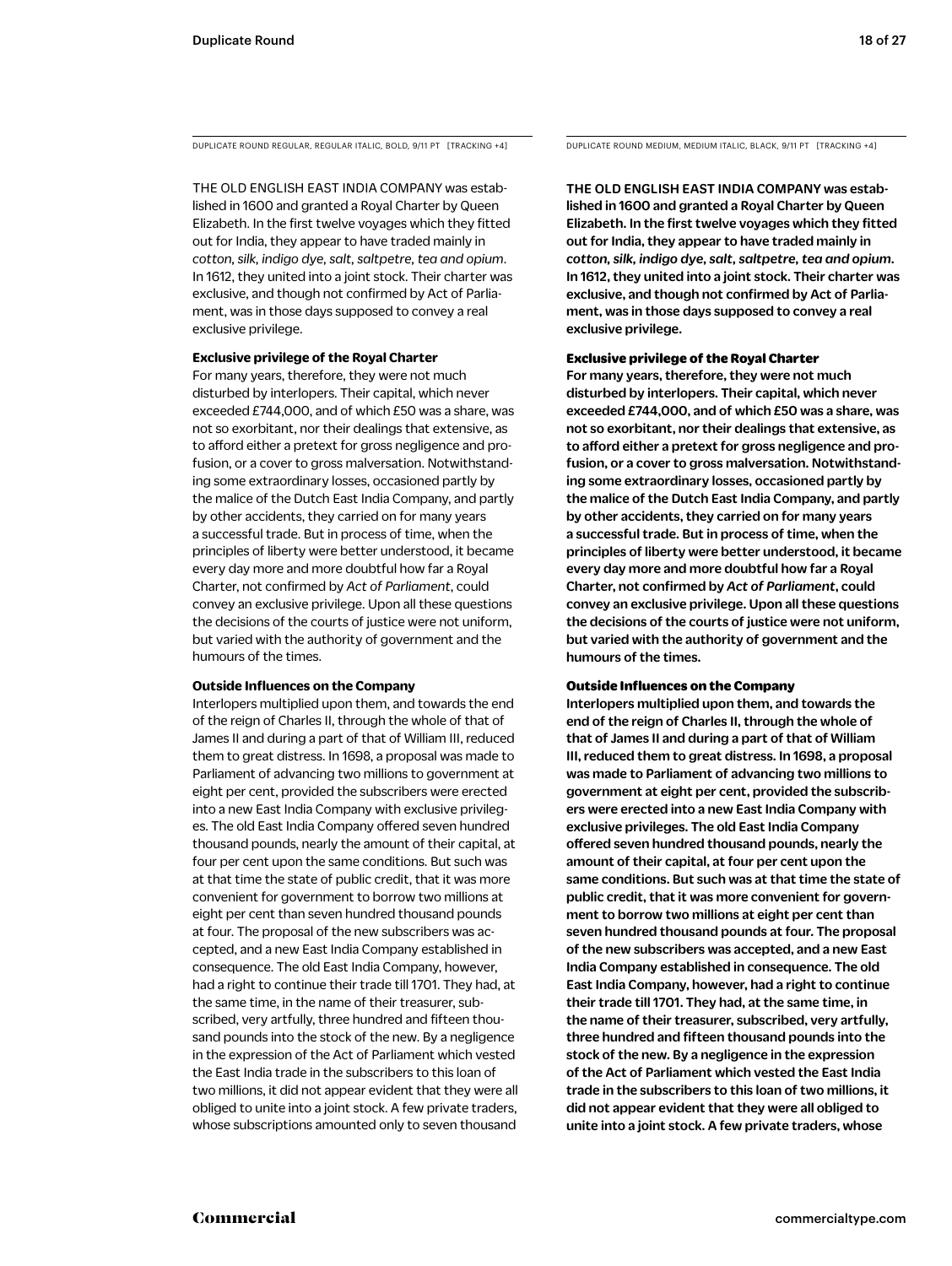DUPLICATE ROUND REGULAR, REGULAR ITALIC, BOLD, 9/11 PT [TRACKING +4]

THE OLD ENGLISH EAST INDIA COMPANY was established in 1600 and granted a Royal Charter by Queen Elizabeth. In the first twelve voyages which they fitted out for India, they appear to have traded mainly in *cotton, silk, indigo dye, salt, saltpetre, tea and opium*. In 1612, they united into a joint stock. Their charter was exclusive, and though not confirmed by Act of Parliament, was in those days supposed to convey a real exclusive privilege.

**Exclusive privilege of the Royal Charter**

For many years, therefore, they were not much disturbed by interlopers. Their capital, which never exceeded £744,000, and of which £50 was a share, was not so exorbitant, nor their dealings that extensive, as to afford either a pretext for gross negligence and profusion, or a cover to gross malversation. Notwithstanding some extraordinary losses, occasioned partly by the malice of the Dutch East India Company, and partly by other accidents, they carried on for many years a successful trade. But in process of time, when the principles of liberty were better understood, it became every day more and more doubtful how far a Royal Charter, not confirmed by *Act of Parliament*, could convey an exclusive privilege. Upon all these questions the decisions of the courts of justice were not uniform, but varied with the authority of government and the humours of the times.

**Outside Influences on the Company**

Interlopers multiplied upon them, and towards the end of the reign of Charles II, through the whole of that of James II and during a part of that of William III, reduced them to great distress. In 1698, a proposal was made to Parliament of advancing two millions to government at eight per cent, provided the subscribers were erected into a new East India Company with exclusive privileges. The old East India Company offered seven hundred thousand pounds, nearly the amount of their capital, at four per cent upon the same conditions. But such was at that time the state of public credit, that it was more convenient for government to borrow two millions at eight per cent than seven hundred thousand pounds at four. The proposal of the new subscribers was accepted, and a new East India Company established in consequence. The old East India Company, however, had a right to continue their trade till 1701. They had, at the same time, in the name of their treasurer, subscribed, very artfully, three hundred and fifteen thousand pounds into the stock of the new. By a negligence in the expression of the Act of Parliament which vested the East India trade in the subscribers to this loan of two millions, it did not appear evident that they were all obliged to unite into a joint stock. A few private traders, whose subscriptions amounted only to seven thousand

DUPLICATE ROUND MEDIUM, MEDIUM ITALIC, BLACK, 9/11 PT [TRACKING +4]

THE OLD ENGLISH EAST INDIA COMPANY was established in 1600 and granted a Royal Charter by Queen Elizabeth. In the first twelve voyages which they fitted out for India, they appear to have traded mainly in *cotton, silk, indigo dye, salt, saltpetre, tea and opium*. In 1612, they united into a joint stock. Their charter was exclusive, and though not confirmed by Act of Parliament, was in those days supposed to convey a real exclusive privilege.

**Exclusive privilege of the Royal Charter**

For many years, therefore, they were not much disturbed by interlopers. Their capital, which never exceeded £744,000, and of which £50 was a share, was not so exorbitant, nor their dealings that extensive, as to afford either a pretext for gross negligence and profusion, or a cover to gross malversation. Notwithstanding some extraordinary losses, occasioned partly by the malice of the Dutch East India Company, and partly by other accidents, they carried on for many years a successful trade. But in process of time, when the principles of liberty were better understood, it became every day more and more doubtful how far a Royal Charter, not confirmed by *Act of Parliament*, could convey an exclusive privilege. Upon all these questions the decisions of the courts of justice were not uniform, but varied with the authority of government and the humours of the times.

**Outside Influences on the Company**

Interlopers multiplied upon them, and towards the end of the reign of Charles II, through the whole of that of James II and during a part of that of William III, reduced them to great distress. In 1698, a proposal was made to Parliament of advancing two millions to government at eight per cent, provided the subscribers were erected into a new East India Company with exclusive privileges. The old East India Company offered seven hundred thousand pounds, nearly the amount of their capital, at four per cent upon the same conditions. But such was at that time the state of public credit, that it was more convenient for government to borrow two millions at eight per cent than seven hundred thousand pounds at four. The proposal of the new subscribers was accepted, and a new East India Company established in consequence. The old East India Company, however, had a right to continue their trade till 1701. They had, at the same time, in the name of their treasurer, subscribed, very artfully, three hundred and fifteen thousand pounds into the stock of the new. By a negligence in the expression of the Act of Parliament which vested the East India trade in the subscribers to this loan of two millions, it did not appear evident that they were all obliged to unite into a joint stock. A few private traders, whose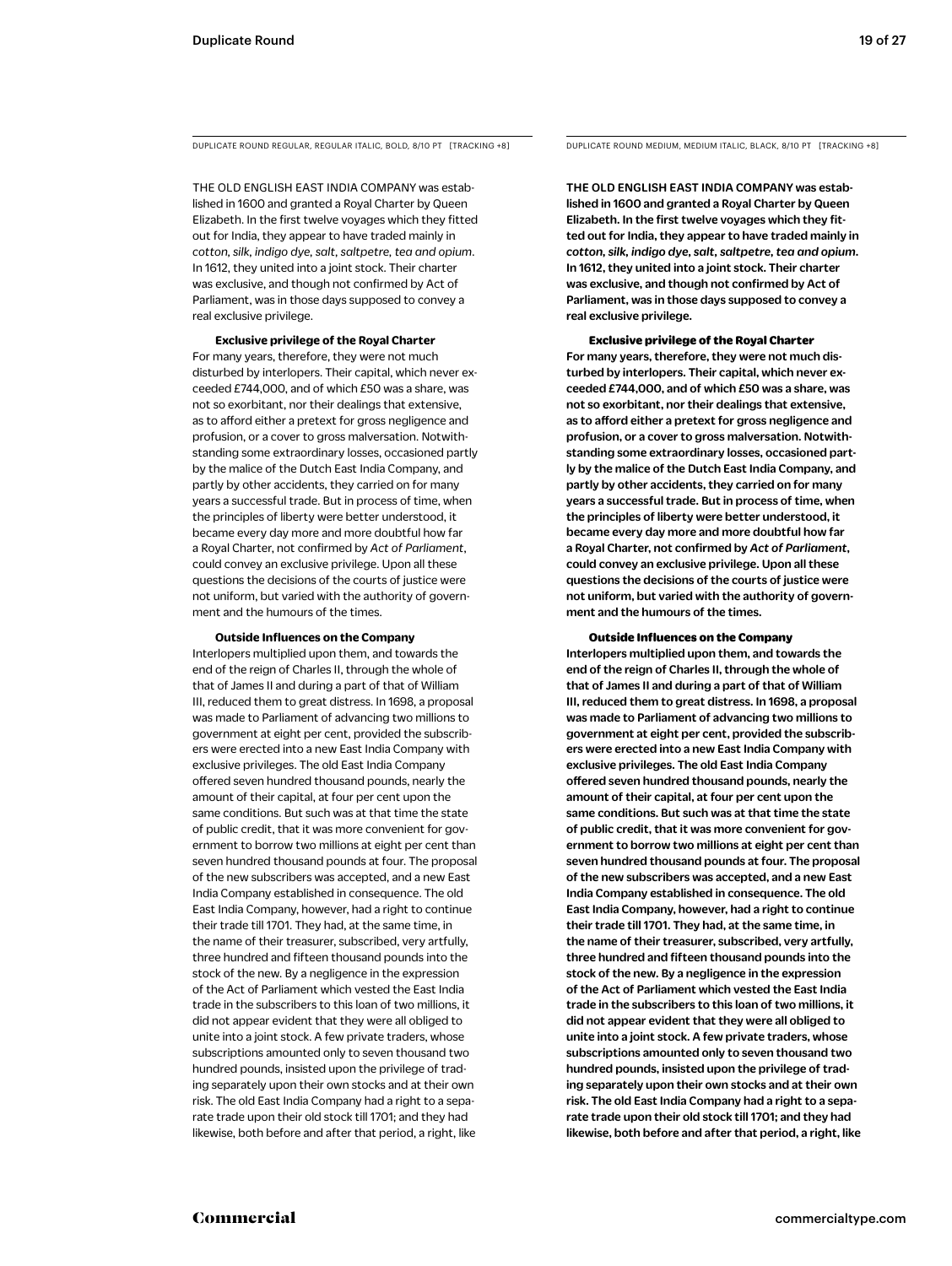DUPLICATE ROUND REGULAR, REGULAR ITALIC, BOLD, 8/10 PT [TRACKING +8]

THE OLD ENGLISH EAST INDIA COMPANY was established in 1600 and granted a Royal Charter by Queen Elizabeth. In the first twelve voyages which they fitted out for India, they appear to have traded mainly in *cotton, silk, indigo dye, salt, saltpetre, tea and opium*. In 1612, they united into a joint stock. Their charter was exclusive, and though not confirmed by Act of Parliament, was in those days supposed to convey a real exclusive privilege.

**Exclusive privilege of the Royal Charter**

For many years, therefore, they were not much disturbed by interlopers. Their capital, which never exceeded £744,000, and of which £50 was a share, was not so exorbitant, nor their dealings that extensive, as to afford either a pretext for gross negligence and profusion, or a cover to gross malversation. Notwithstanding some extraordinary losses, occasioned partly by the malice of the Dutch East India Company, and partly by other accidents, they carried on for many years a successful trade. But in process of time, when the principles of liberty were better understood, it became every day more and more doubtful how far a Royal Charter, not confirmed by *Act of Parliament*, could convey an exclusive privilege. Upon all these questions the decisions of the courts of justice were not uniform, but varied with the authority of government and the humours of the times.

**Outside Influences on the Company**

Interlopers multiplied upon them, and towards the end of the reign of Charles II, through the whole of that of James II and during a part of that of William III, reduced them to great distress. In 1698, a proposal was made to Parliament of advancing two millions to government at eight per cent, provided the subscribers were erected into a new East India Company with exclusive privileges. The old East India Company offered seven hundred thousand pounds, nearly the amount of their capital, at four per cent upon the same conditions. But such was at that time the state of public credit, that it was more convenient for government to borrow two millions at eight per cent than seven hundred thousand pounds at four. The proposal of the new subscribers was accepted, and a new East India Company established in consequence. The old East India Company, however, had a right to continue their trade till 1701. They had, at the same time, in the name of their treasurer, subscribed, very artfully, three hundred and fifteen thousand pounds into the stock of the new. By a negligence in the expression of the Act of Parliament which vested the East India trade in the subscribers to this loan of two millions, it did not appear evident that they were all obliged to unite into a joint stock. A few private traders, whose subscriptions amounted only to seven thousand two hundred pounds, insisted upon the privilege of trading separately upon their own stocks and at their own risk. The old East India Company had a right to a separate trade upon their old stock till 1701; and they had likewise, both before and after that period, a right, like

DUPLICATE ROUND MEDIUM, MEDIUM ITALIC, BLACK, 8/10 PT [TRACKING +8]

THE OLD ENGLISH EAST INDIA COMPANY was established in 1600 and granted a Royal Charter by Queen Elizabeth. In the first twelve voyages which they fitted out for India, they appear to have traded mainly in *cotton, silk, indigo dye, salt, saltpetre, tea and opium*. In 1612, they united into a joint stock. Their charter was exclusive, and though not confirmed by Act of Parliament, was in those days supposed to convey a real exclusive privilege.

**Exclusive privilege of the Royal Charter**

For many years, therefore, they were not much disturbed by interlopers. Their capital, which never exceeded £744,000, and of which £50 was a share, was not so exorbitant, nor their dealings that extensive, as to afford either a pretext for gross negligence and profusion, or a cover to gross malversation. Notwithstanding some extraordinary losses, occasioned partly by the malice of the Dutch East India Company, and partly by other accidents, they carried on for many years a successful trade. But in process of time, when the principles of liberty were better understood, it became every day more and more doubtful how far a Royal Charter, not confirmed by *Act of Parliament*, could convey an exclusive privilege. Upon all these questions the decisions of the courts of justice were not uniform, but varied with the authority of government and the humours of the times.

**Outside Influences on the Company**

Interlopers multiplied upon them, and towards the end of the reign of Charles II, through the whole of that of James II and during a part of that of William III, reduced them to great distress. In 1698, a proposal was made to Parliament of advancing two millions to government at eight per cent, provided the subscribers were erected into a new East India Company with exclusive privileges. The old East India Company offered seven hundred thousand pounds, nearly the amount of their capital, at four per cent upon the same conditions. But such was at that time the state of public credit, that it was more convenient for government to borrow two millions at eight per cent than seven hundred thousand pounds at four. The proposal of the new subscribers was accepted, and a new East India Company established in consequence. The old East India Company, however, had a right to continue their trade till 1701. They had, at the same time, in the name of their treasurer, subscribed, very artfully, three hundred and fifteen thousand pounds into the stock of the new. By a negligence in the expression of the Act of Parliament which vested the East India trade in the subscribers to this loan of two millions, it did not appear evident that they were all obliged to unite into a joint stock. A few private traders, whose subscriptions amounted only to seven thousand two hundred pounds, insisted upon the privilege of trading separately upon their own stocks and at their own risk. The old East India Company had a right to a separate trade upon their old stock till 1701; and they had likewise, both before and after that period, a right, like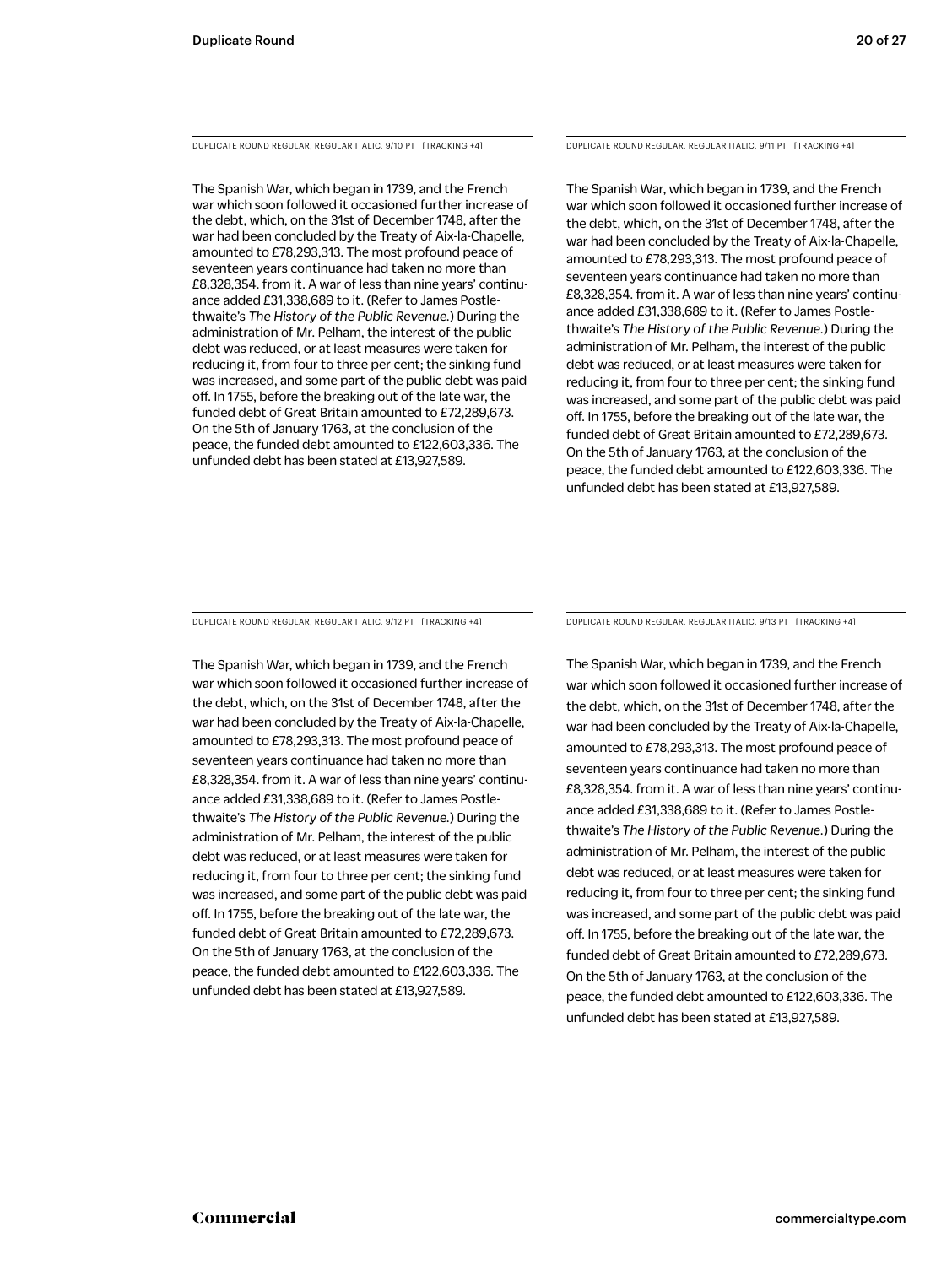DUPLICATE ROUND REGULAR, REGULAR ITALIC, 9/10 PT [TRACKING +4]

The Spanish War, which began in 1739, and the French war which soon followed it occasioned further increase of the debt, which, on the 31st of December 1748, after the war had been concluded by the Treaty of Aix-la-Chapelle, amounted to £78,293,313. The most profound peace of seventeen years continuance had taken no more than £8,328,354. from it. A war of less than nine years' continuance added £31,338,689 to it. (Refer to James Postlethwaite's *The History of the Public Revenue.*) During the administration of Mr. Pelham, the interest of the public debt was reduced, or at least measures were taken for reducing it, from four to three per cent; the sinking fund was increased, and some part of the public debt was paid off. In 1755, before the breaking out of the late war, the funded debt of Great Britain amounted to £72,289,673. On the 5th of January 1763, at the conclusion of the peace, the funded debt amounted to £122,603,336. The unfunded debt has been stated at £13,927,589.

DUPLICATE ROUND REGULAR, REGULAR ITALIC, 9/11 PT [TRACKING +4]

The Spanish War, which began in 1739, and the French war which soon followed it occasioned further increase of the debt, which, on the 31st of December 1748, after the war had been concluded by the Treaty of Aix-la-Chapelle, amounted to £78,293,313. The most profound peace of seventeen years continuance had taken no more than £8,328,354. from it. A war of less than nine years' continuance added £31,338,689 to it. (Refer to James Postlethwaite's *The History of the Public Revenue.*) During the administration of Mr. Pelham, the interest of the public debt was reduced, or at least measures were taken for reducing it, from four to three per cent; the sinking fund was increased, and some part of the public debt was paid off. In 1755, before the breaking out of the late war, the funded debt of Great Britain amounted to £72,289,673. On the 5th of January 1763, at the conclusion of the peace, the funded debt amounted to £122,603,336. The unfunded debt has been stated at £13,927,589.

DUPLICATE ROUND REGULAR, REGULAR ITALIC, 9/12 PT [TRACKING +4]

The Spanish War, which began in 1739, and the French war which soon followed it occasioned further increase of the debt, which, on the 31st of December 1748, after the war had been concluded by the Treaty of Aix-la-Chapelle, amounted to £78,293,313. The most profound peace of seventeen years continuance had taken no more than £8,328,354. from it. A war of less than nine years' continuance added £31,338,689 to it. (Refer to James Postlethwaite's *The History of the Public Revenue.*) During the administration of Mr. Pelham, the interest of the public debt was reduced, or at least measures were taken for reducing it, from four to three per cent; the sinking fund was increased, and some part of the public debt was paid off. In 1755, before the breaking out of the late war, the funded debt of Great Britain amounted to £72,289,673. On the 5th of January 1763, at the conclusion of the peace, the funded debt amounted to £122,603,336. The unfunded debt has been stated at £13,927,589.

DUPLICATE ROUND REGULAR, REGULAR ITALIC, 9/13 PT [TRACKING +4]

The Spanish War, which began in 1739, and the French war which soon followed it occasioned further increase of the debt, which, on the 31st of December 1748, after the war had been concluded by the Treaty of Aix-la-Chapelle, amounted to £78,293,313. The most profound peace of seventeen years continuance had taken no more than £8,328,354. from it. A war of less than nine years' continuance added £31,338,689 to it. (Refer to James Postlethwaite's *The History of the Public Revenue.*) During the administration of Mr. Pelham, the interest of the public debt was reduced, or at least measures were taken for reducing it, from four to three per cent; the sinking fund was increased, and some part of the public debt was paid off. In 1755, before the breaking out of the late war, the funded debt of Great Britain amounted to £72,289,673. On the 5th of January 1763, at the conclusion of the peace, the funded debt amounted to £122,603,336. The unfunded debt has been stated at £13,927,589.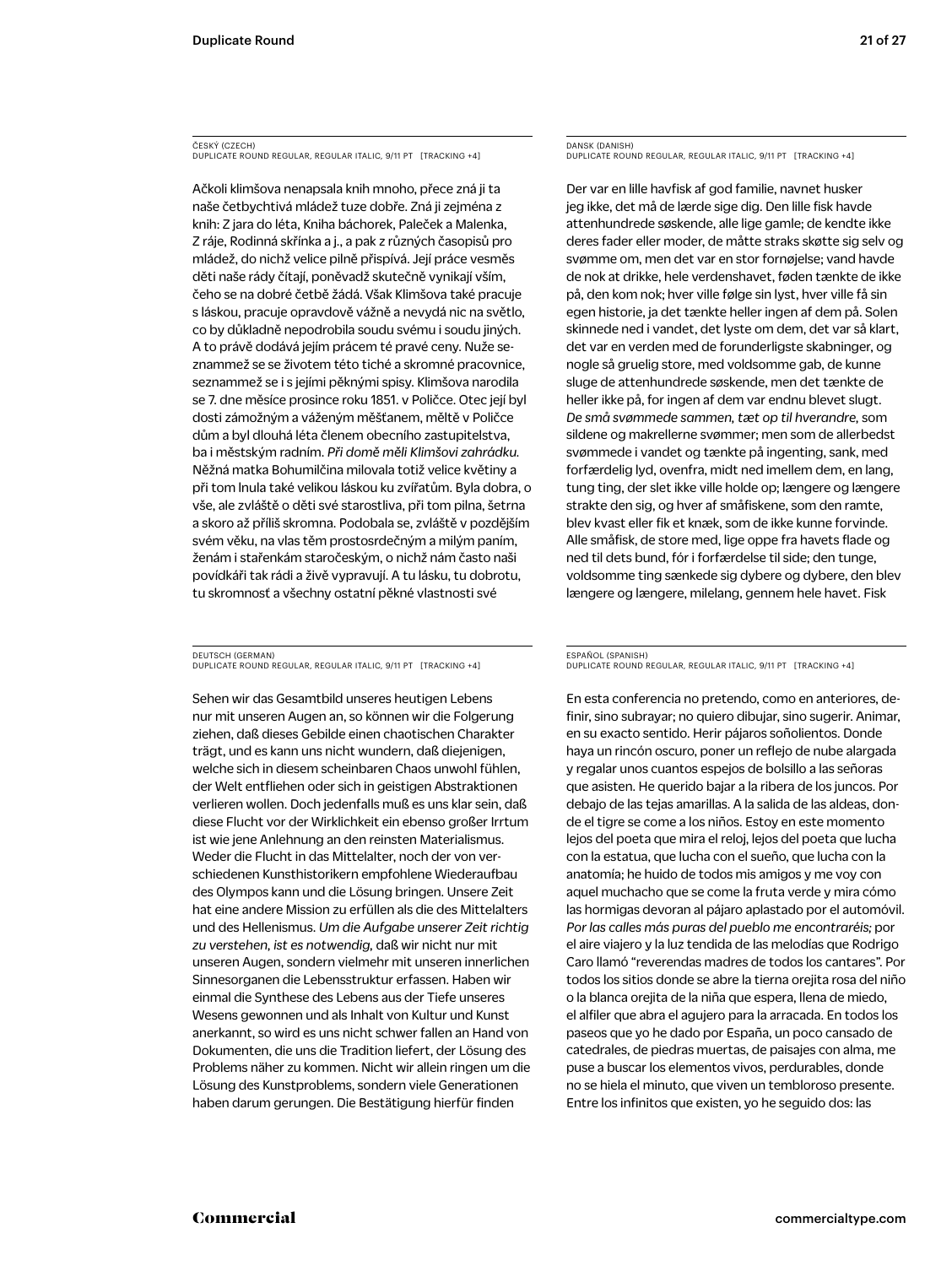ČESKÝ (CZECH)
DUPLICATE ROUND REGULAR, REGULAR ITALIC, 9/11 PT [TRACKING +4]

Ačkoli klimšova nenapsala knih mnoho, přece zná ji ta naše četbychtivá mládež tuze dobře. Zná ji zejména z knih: Z jara do léta, Kniha báchorek, Paleček a Malenka, Z ráje, Rodinná skřínka a j., a pak z různých časopisů pro mládež, do nichž velice pilně přispívá. Její práce vesměs děti naše rády čítají, poněvadž skutečně vynikají vším, čeho se na dobré četbě žádá. Však Klimšova také pracuje s láskou, pracuje opravdově vážně a nevydá nic na světlo, co by důkladně nepodrobila soudu svému i soudu jiných. A to právě dodává jejím prácem té pravé ceny. Nuže seznammež se se životem této tiché a skromné pracovnice, seznammež se i s jejími pěknými spisy. Klimšova narodila se 7. dne měsíce prosince roku 1851. v Poličce. Otec její byl dosti zámožným a váženým měšťanem, měltě v Poličce dům a byl dlouhá léta členem obecního zastupitelstva, ba i městským radním. *Při domě měli Klimšovi zahrádku.* Něžná matka Bohumilčina milovala totiž velice květiny a při tom lnula také velikou láskou ku zvířatům. Byla dobra, o vše, ale zvláště o děti své starostliva, při tom pilna, šetrna a skoro až příliš skromna. Podobala se, zvláště v pozdějším svém věku, na vlas těm prostosrdečným a milým paním, ženám i stařenkám staročeským, o nichž nám často naši povídkáři tak rádi a živě vypravují. A tu lásku, tu dobrotu, tu skromnosť a všechny ostatní pěkné vlastnosti své

DANSK (DANISH)
DUPLICATE ROUND REGULAR, REGULAR ITALIC, 9/11 PT [TRACKING +4]

Der var en lille havfisk af god familie, navnet husker jeg ikke, det må de lærde sige dig. Den lille fisk havde attenhundrede søskende, alle lige gamle; de kendte ikke deres fader eller moder, de måtte straks skøtte sig selv og svømme om, men det var en stor fornøjelse; vand havde de nok at drikke, hele verdenshavet, føden tænkte de ikke på, den kom nok; hver ville følge sin lyst, hver ville få sin egen historie, ja det tænkte heller ingen af dem på. Solen skinnede ned i vandet, det lyste om dem, det var så klart, det var en verden med de forunderligste skabninger, og nogle så gruelig store, med voldsomme gab, de kunne sluge de attenhundrede søskende, men det tænkte de heller ikke på, for ingen af dem var endnu blevet slugt. *De små svømmede sammen, tæt op til hverandre,* som sildene og makrellerne svømmer; men som de allerbedst svømmede i vandet og tænkte på ingenting, sank, med forfærdelig lyd, ovenfra, midt ned imellem dem, en lang, tung ting, der slet ikke ville holde op; længere og længere strakte den sig, og hver af småfiskene, som den ramte, blev kvast eller fik et knæk, som de ikke kunne forvinde. Alle småfisk, de store med, lige oppe fra havets flade og ned til dets bund, fór i forfærdelse til side; den tunge, voldsomme ting sænkede sig dybere og dybere, den blev længere og længere, milelang, gennem hele havet. Fisk

DEUTSCH (GERMAN)
DUPLICATE ROUND REGULAR, REGULAR ITALIC, 9/11 PT [TRACKING +4]

Sehen wir das Gesamtbild unseres heutigen Lebens nur mit unseren Augen an, so können wir die Folgerung ziehen, daß dieses Gebilde einen chaotischen Charakter trägt, und es kann uns nicht wundern, daß diejenigen, welche sich in diesem scheinbaren Chaos unwohl fühlen, der Welt entfliehen oder sich in geistigen Abstraktionen verlieren wollen. Doch jedenfalls muß es uns klar sein, daß diese Flucht vor der Wirklichkeit ein ebenso großer Irrtum ist wie jene Anlehnung an den reinsten Materialismus. Weder die Flucht in das Mittelalter, noch der von verschiedenen Kunsthistorikern empfohlene Wiederaufbau des Olympos kann und die Lösung bringen. Unsere Zeit hat eine andere Mission zu erfüllen als die des Mittelalters und des Hellenismus. *Um die Aufgabe unserer Zeit richtig zu verstehen, ist es notwendig,* daß wir nicht nur mit unseren Augen, sondern vielmehr mit unseren innerlichen Sinnesorganen die Lebensstruktur erfassen. Haben wir einmal die Synthese des Lebens aus der Tiefe unseres Wesens gewonnen und als Inhalt von Kultur und Kunst anerkannt, so wird es uns nicht schwer fallen an Hand von Dokumenten, die uns die Tradition liefert, der Lösung des Problems näher zu kommen. Nicht wir allein ringen um die Lösung des Kunstproblems, sondern viele Generationen haben darum gerungen. Die Bestätigung hierfür finden

ESPAÑOL (SPANISH)
DUPLICATE ROUND REGULAR, REGULAR ITALIC, 9/11 PT [TRACKING +4]

En esta conferencia no pretendo, como en anteriores, definir, sino subrayar; no quiero dibujar, sino sugerir. Animar, en su exacto sentido. Herir pájaros soñolientos. Donde haya un rincón oscuro, poner un reflejo de nube alargada y regalar unos cuantos espejos de bolsillo a las señoras que asisten. He querido bajar a la ribera de los juncos. Por debajo de las tejas amarillas. A la salida de las aldeas, donde el tigre se come a los niños. Estoy en este momento lejos del poeta que mira el reloj, lejos del poeta que lucha con la estatua, que lucha con el sueño, que lucha con la anatomía; he huido de todos mis amigos y me voy con aquel muchacho que se come la fruta verde y mira cómo las hormigas devoran al pájaro aplastado por el automóvil. *Por las calles más puras del pueblo me encontraréis;* por el aire viajero y la luz tendida de las melodías que Rodrigo Caro llamó "reverendas madres de todos los cantares". Por todos los sitios donde se abre la tierna orejita rosa del niño o la blanca orejita de la niña que espera, llena de miedo, el alfiler que abra el agujero para la arracada. En todos los paseos que yo he dado por España, un poco cansado de catedrales, de piedras muertas, de paisajes con alma, me puse a buscar los elementos vivos, perdurables, donde no se hiela el minuto, que viven un tembloroso presente. Entre los infinitos que existen, yo he seguido dos: las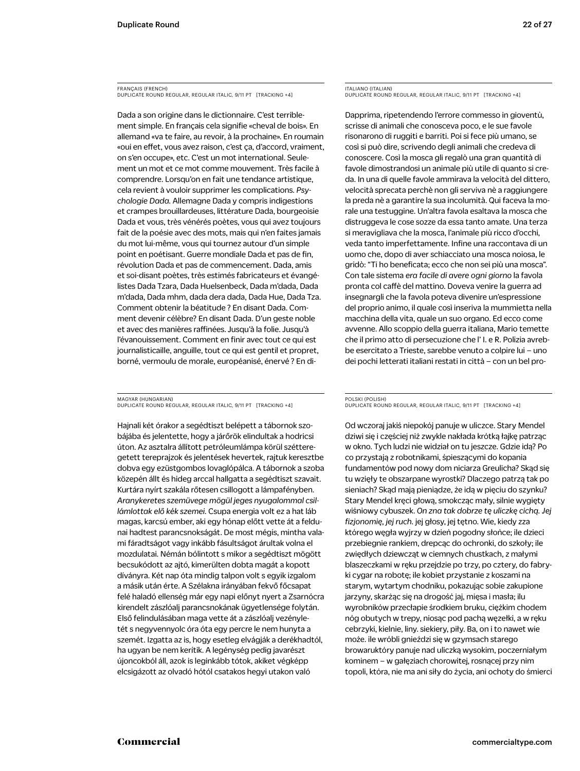FRANÇAIS (FRENCH)
DUPLICATE ROUND REGULAR, REGULAR ITALIC, 9/11 PT [TRACKING +4]

Dada a son origine dans le dictionnaire. C'est terriblement simple. En français cela signifie «cheval de bois». En allemand «va te faire, au revoir, à la prochaine». En roumain «oui en effet, vous avez raison, c'est ça, d'accord, vraiment, on s'en occupe», etc. C'est un mot international. Seulement un mot et ce mot comme mouvement. Très facile à comprendre. Lorsqu'on en fait une tendance artistique, cela revient à vouloir supprimer les complications. *Psychologie Dada.* Allemagne Dada y compris indigestions et crampes brouillardeuses, littérature Dada, bourgeoisie Dada et vous, très vénérés poètes, vous qui avez toujours fait de la poésie avec des mots, mais qui n'en faites jamais du mot lui-même, vous qui tournez autour d'un simple point en poétisant. Guerre mondiale Dada et pas de fin, révolution Dada et pas de commencement. Dada, amis et soi-disant poètes, très estimés fabricateurs et évangélistes Dada Tzara, Dada Huelsenbeck, Dada m'dada, Dada m'dada, Dada mhm, dada dera dada, Dada Hue, Dada Tza. Comment obtenir la béatitude ? En disant Dada. Comment devenir célèbre? En disant Dada. D'un geste noble et avec des manières raffinées. Jusqu'à la folie. Jusqu'à l'évanouissement. Comment en finir avec tout ce qui est journalisticaille, anguille, tout ce qui est gentil et propret, borné, vermoulu de morale, européanisé, énervé ? En di-

ITALIANO (ITALIAN)
DUPLICATE ROUND REGULAR, REGULAR ITALIC, 9/11 PT [TRACKING +4]

Dapprima, ripetendendo l'errore commesso in gioventù, scrisse di animali che conosceva poco, e le sue favole risonarono di ruggiti e barriti. Poi si fece più umano, se così si può dire, scrivendo degli animali che credeva di conoscere. Così la mosca gli regalò una gran quantità di favole dimostrandosi un animale più utile di quanto si creda. In una di quelle favole ammirava la velocità del dittero, velocità sprecata perchè non gli serviva nè a raggiungere la preda nè a garantire la sua incolumità. Qui faceva la morale una testuggine. Un'altra favola esaltava la mosca che distruggeva le cose sozze da essa tanto amate. Una terza si meravigliava che la mosca, l'animale più ricco d'occhi, veda tanto imperfettamente. Infine una raccontava di un uomo che, dopo di aver schiacciato una mosca noiosa, le gridò: "Ti ho beneficata; ecco che non sei più una mosca". Con tale sistema *era facile di avere ogni giorno* la favola pronta col caffè del mattino. Doveva venire la guerra ad insegnargli che la favola poteva divenire un'espressione del proprio animo, il quale così inseriva la mummietta nella macchina della vita, quale un suo organo. Ed ecco come avvenne. Allo scoppio della guerra italiana, Mario temette che il primo atto di persecuzione che l' I. e R. Polizia avrebbe esercitato a Trieste, sarebbe venuto a colpire lui – uno dei pochi letterati italiani restati in città – con un bel pro-

MAGYAR (HUNGARIAN)
DUPLICATE ROUND REGULAR, REGULAR ITALIC, 9/11 PT [TRACKING +4]

Hajnali két órakor a segédtiszt belépett a tábornok szobájába és jelentette, hogy a járőrök elindultak a hodricsi úton. Az asztalra állított petróleumlámpa körül szétteregetett tereprajzok és jelentések hevertek, rajtuk keresztbe dobva egy ezüstgombos lovaglópálca. A tábornok a szoba közepén állt és hideg arccal hallgatta a segédtiszt szavait. Kurtára nyírt szakála rőtesen csillogott a lámpafényben. *Aranykeretes szemüvege mögül jeges nyugalommal csillámlottak elő kék szemei.* Csupa energia volt ez a hat láb magas, karcsú ember, aki egy hónap előtt vette át a feldunai hadtest parancsnokságát. De most mégis, mintha valami fáradtságot vagy inkább fásultságot árultak volna el mozdulatai. Némán bólintott s mikor a segédtiszt mögött becsukódott az ajtó, kimerülten dobta magát a kopott díványra. Két nap óta mindig talpon volt s egyik izgalom a másik után érte. A Szélakna irányában fekvő főcsapat felé haladó ellenség már egy napi előnyt nyert a Zsarnócra kirendelt zászlóalj parancsnokának ügyetlensége folytán. Első felindulásában maga vette át a zászlóalj vezényletét s negyvennyolc óra óta egy percre le nem hunyta a szemét. Izgatta az is, hogy esetleg elvágják a derékhadtól, ha ugyan be nem kerítik. A legénység pedig javarészt újoncokból áll, azok is leginkább tótok, akiket végképp elcsigázott az olvadó hótól csatakos hegyi utakon való

POLSKI (POLISH)
DUPLICATE ROUND REGULAR, REGULAR ITALIC, 9/11 PT [TRACKING +4]

Od wczoraj jakiś niepokój panuje w uliczce. Stary Mendel dziwi się i częściej niż zwykle nakłada krótką łajkę patrząc w okno. Tych ludzi nie widział on tu jeszcze. Gdzie idą? Po co przystają z robotnikami, śpieszącymi do kopania fundamentów pod nowy dom niciarza Greulicha? Skąd się tu wzięły te obszarpane wyrostki? Dlaczego patrzą tak po sieniach? Skąd mają pieniądze, że idą w pięciu do szynku? Stary Mendel kręci głową, smokcząc mały, silnie wygięty wiśniowy cybuszek. *On zna tak dobrze tę uliczkę cichą. Jej fizjonomię, jej ruch.* jej głosy, jej tętno. Wie, kiedy zza którego węgła wyjrzy w dzień pogodny słońce; ile dzieci przebiegnie rankiem, drepcąc do ochronki, do szkoły; ile zwiędłych dziewcząt w ciemnych chustkach, z małymi blaszeczkami w ręku przejdzie po trzy, po cztery, do fabryki cygar na robotę; ile kobiet przystanie z koszami na starym, wytartym chodniku, pokazując sobie zakupione jarzyny, skarżąc się na drogość jaj, mięsa i masła; ilu wyrobników przecłapie środkiem bruku, ciężkim chodem nóg obutych w trepy, niosąc pod pachą węzełki, a w ręku cebrzyki, kielnie, liny. siekiery, piły. Ba, on i to nawet wie może. ile wróbli gnieździ się w gzymsach starego browaruktóry panuje nad uliczką wysokim, poczerniałym kominem – w gałęziach chorowitej, rosnącej przy nim topoli, która, nie ma ani siły do życia, ani ochoty do śmierci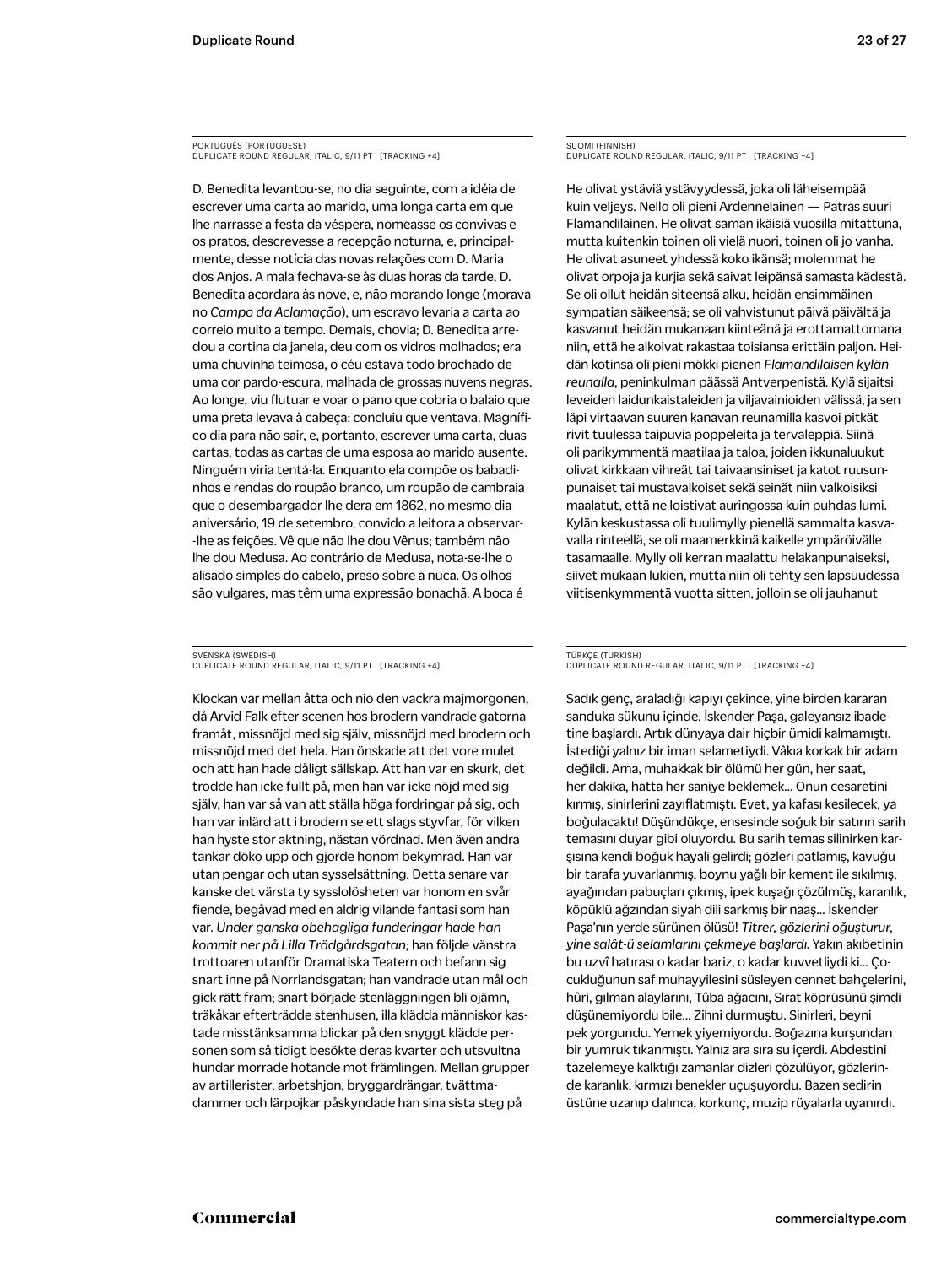PORTUGUÊS (PORTUGUESE)
DUPLICATE ROUND REGULAR, ITALIC, 9/11 PT [TRACKING +4]

D. Benedita levantou-se, no dia seguinte, com a idéia de escrever uma carta ao marido, uma longa carta em que lhe narrasse a festa da véspera, nomeasse os convivas e os pratos, descrevesse a recepção noturna, e, principalmente, desse notícia das novas relações com D. Maria dos Anjos. A mala fechava-se às duas horas da tarde, D. Benedita acordara às nove, e, não morando longe (morava no *Campo da Aclamação*), um escravo levaria a carta ao correio muito a tempo. Demais, chovia; D. Benedita arredou a cortina da janela, deu com os vidros molhados; era uma chuvinha teimosa, o céu estava todo brochado de uma cor pardo-escura, malhada de grossas nuvens negras. Ao longe, viu flutuar e voar o pano que cobria o balaio que uma preta levava à cabeça: concluiu que ventava. Magnífico dia para não sair, e, portanto, escrever uma carta, duas cartas, todas as cartas de uma esposa ao marido ausente. Ninguém viria tentá-la. Enquanto ela compõe os babadinhos e rendas do roupão branco, um roupão de cambraia que o desembargador lhe dera em 1862, no mesmo dia aniversário, 19 de setembro, convido a leitora a observar--lhe as feições. Vê que não lhe dou Vênus; também não lhe dou Medusa. Ao contrário de Medusa, nota-se-lhe o alisado simples do cabelo, preso sobre a nuca. Os olhos são vulgares, mas têm uma expressão bonachã. A boca é

SUOMI (FINNISH)
DUPLICATE ROUND REGULAR, ITALIC, 9/11 PT [TRACKING +4]

He olivat ystäviä ystävyydessä, joka oli läheisempää kuin veljeys. Nello oli pieni Ardennelainen — Patras suuri Flamandilainen. He olivat saman ikäisiä vuosilla mitattuna, mutta kuitenkin toinen oli vielä nuori, toinen oli jo vanha. He olivat asuneet yhdessä koko ikänsä; molemmat he olivat orpoja ja kurjia sekä saivat leipänsä samasta kädestä. Se oli ollut heidän siteensä alku, heidän ensimmäinen sympatian säikeensä; se oli vahvistunut päivä päivältä ja kasvanut heidän mukanaan kiinteänä ja erottamattomana niin, että he alkoivat rakastaa toisiansa erittäin paljon. Heidän kotinsa oli pieni mökki pienen *Flamandilaisen kylän reunalla*, peninkulman päässä Antverpenistä. Kylä sijaitsi leveiden laidunkaistaleiden ja viljavainioiden välissä, ja sen läpi virtaavan suuren kanavan reunamilla kasvoi pitkät rivit tuulessa taipuvia poppeleita ja tervaleppiä. Siinä oli parikymmentä maatilaa ja taloa, joiden ikkunaluukut olivat kirkkaan vihreät tai taivaansiniset ja katot ruusunpunaiset tai mustavalkoiset sekä seinät niin valkoisiksi maalatut, että ne loistivat auringossa kuin puhdas lumi. Kylän keskustassa oli tuulimylly pienellä sammalta kasvavalla rinteellä, se oli maamerkkinä kaikelle ympäröivälle tasamaalle. Mylly oli kerran maalattu helakanpunaiseksi, siivet mukaan lukien, mutta niin oli tehty sen lapsuudessa viitisenkymmentä vuotta sitten, jolloin se oli jauhanut

SVENSKA (SWEDISH)
DUPLICATE ROUND REGULAR, ITALIC, 9/11 PT [TRACKING +4]

Klockan var mellan åtta och nio den vackra majmorgonen, då Arvid Falk efter scenen hos brodern vandrade gatorna framåt, missnöjd med sig själv, missnöjd med brodern och missnöjd med det hela. Han önskade att det vore mulet och att han hade dåligt sällskap. Att han var en skurk, det trodde han icke fullt på, men han var icke nöjd med sig själv, han var så van att ställa höga fordringar på sig, och han var inlärd att i brodern se ett slags styvfar, för vilken han hyste stor aktning, nästan vördnad. Men även andra tankar döko upp och gjorde honom bekymrad. Han var utan pengar och utan sysselsättning. Detta senare var kanske det värsta ty sysslolösheten var honom en svår fiende, begåvad med en aldrig vilande fantasi som han var. *Under ganska obehagliga funderingar hade han kommit ner på Lilla Trädgårdsgatan;* han följde vänstra trottoaren utanför Dramatiska Teatern och befann sig snart inne på Norrlandsgatan; han vandrade utan mål och gick rätt fram; snart började stenläggningen bli ojämn, träkåkar efterträdde stenhusen, illa klädda människor kastade misstänksamma blickar på den snyggt klädde personen som så tidigt besökte deras kvarter och utsvultna hundar morrade hotande mot främlingen. Mellan grupper av artillerister, arbetshjon, bryggardrängar, tvättmadammer och lärpojkar påskyndade han sina sista steg på

TÜRKÇE (TURKISH)
DUPLICATE ROUND REGULAR, ITALIC, 9/11 PT [TRACKING +4]

Sadık genç, araladığı kapıyı çekince, yine birden kararan sanduka sükunu içinde, İskender Paşa, galeyansız ibadetine başlardı. Artık dünyaya dair hiçbir ümidi kalmamıştı. İstediği yalnız bir iman selametiydi. Vâkıa korkak bir adam değildi. Ama, muhakkak bir ölümü her gün, her saat, her dakika, hatta her saniye beklemek... Onun cesaretini kırmış, sinirlerini zayıflatmıştı. Evet, ya kafası kesilecek, ya boğulacaktı! Düşündükçe, ensesinde soğuk bir satırın sarih temasını duyar gibi oluyordu. Bu sarih temas silinirken karşısına kendi boğuk hayali gelirdi; gözleri patlamış, kavuğu bir tarafa yuvarlanmış, boynu yağlı bir kement ile sıkılmış, ayağından pabuçları çıkmış, ipek kuşağı çözülmüş, karanlık, köpüklü ağzından siyah dili sarkmış bir naaş... İskender Paşa'nın yerde sürünen ölüsü! *Titrer, gözlerini oğuşturur, yine salât-ü selamlarını çekmeye başlardı.* Yakın akıbetinin bu uzvî hatırası o kadar bariz, o kadar kuvvetliydi ki... Çocukluğunun saf muhayyilesini süsleyen cennet bahçelerini, hûri, gılman alaylarını, Tûba ağacını, Sırat köprüsünü şimdi düşünemiyordu bile... Zihni durmuştu. Sinirleri, beyni pek yorgundu. Yemek yiyemiyordu. Boğazına kurşundan bir yumruk tıkanmıştı. Yalnız ara sıra su içerdi. Abdestini tazelemeye kalktığı zamanlar dizleri çözülüyor, gözlerinde karanlık, kırmızı benekler uçuşuyordu. Bazen sedirin üstüne uzanıp dalınca, korkunç, muzip rüyalarla uyanırdı.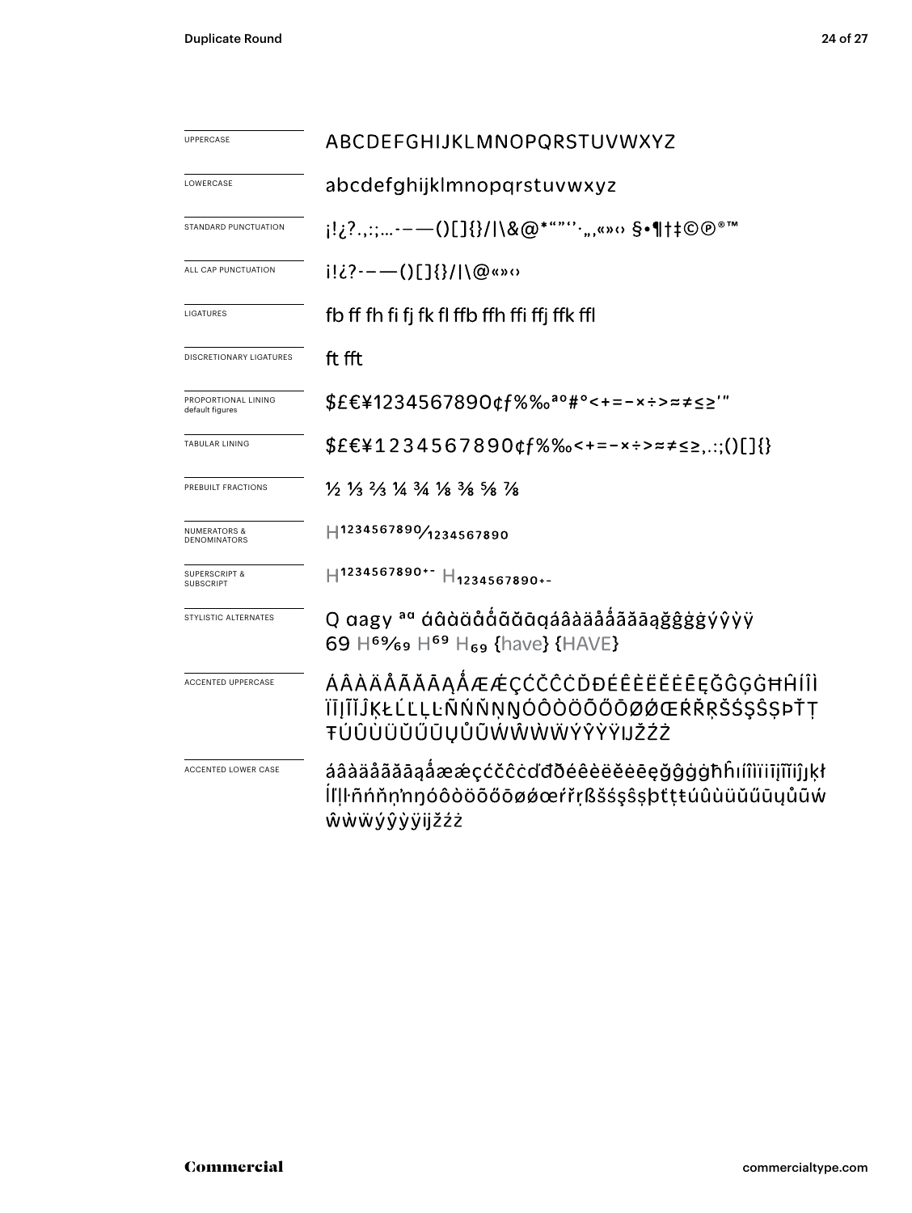| | |
|---|---|
| UPPERCASE | ABCDEFGHIJKLMNOPQRSTUVWXYZ |
| LOWERCASE | abcdefghijklmnopqrstuvwxyz |
| STANDARD PUNCTUATION | ¡!¿?.,:;…-–—()[]{}/\|\&@*"""''·„‚«»‹› §•¶†‡©℗®™ |
| ALL CAP PUNCTUATION | ¡!¿?-–—()[]{}/\|\@«»‹› |
| LIGATURES | fb ff fh fi fj fk fl ffb ffh ffi ffj ffk ffl |
| DISCRETIONARY LIGATURES | ft fft |
| PROPORTIONAL LINING default figures | $£€¥1234567890¢ƒ%‰ªº#°<+=−×÷>≈≠≤≥'" |
| TABULAR LINING | $£€¥1234567890¢ƒ%‰<+=−×÷>≈≠≤≥,.:;()[]{} |
| PREBUILT FRACTIONS | ½ ⅓ ⅔ ¼ ¾ ⅛ ⅜ ⅝ ⅞ |
| NUMERATORS & DENOMINATORS | H¹²³⁴⁵⁶⁷⁸⁹⁰⁄₁₂₃₄₅₆₇₈₉₀ |
| SUPERSCRIPT & SUBSCRIPT | H¹²³⁴⁵⁶⁷⁸⁹⁰⁺⁻ H₁₂₃₄₅₆₇₈₉₀₊₋ |
| STYLISTIC ALTERNATES | Q aagy ªº áâàäåǻãăāąáâàäåǻãăāąğĝġģýŷỳÿ 69 H⁶⁹⁄₆₉ H⁶⁹ H₆₉ {have} {HAVE} |
| ACCENTED UPPERCASE | ÁÂÀÄÅÃĂĀĄǺÆǼÇĆČĈĊĎĐÉÊÈËĚĔĖĒĘĞĜĢĠĦĤÍÎÌÏĪĮĨĬĴĶŁĹĽĻĿÑŃŇŅŊÓÔÒÖÕŐŌØǾŒŔŘŖŠŚŞŜȘÞŤŢŦÚÛÙÜŬŰŪŲŮŨẂŴẀẄÝŶỲŸĲŽŹŻ |
| ACCENTED LOWER CASE | áâàäåãăāąǻæǽçćčĉċďđðéêèëěĕėēęğĝģġħĥıíîìïīįĩĭĵķłĺľļŀñńňņŉŋóôòöõőōøǿœŕřŗßšśşŝșþťţŧúûùüŭűūųůũẃŵẁẅýŷỳÿĳžźż |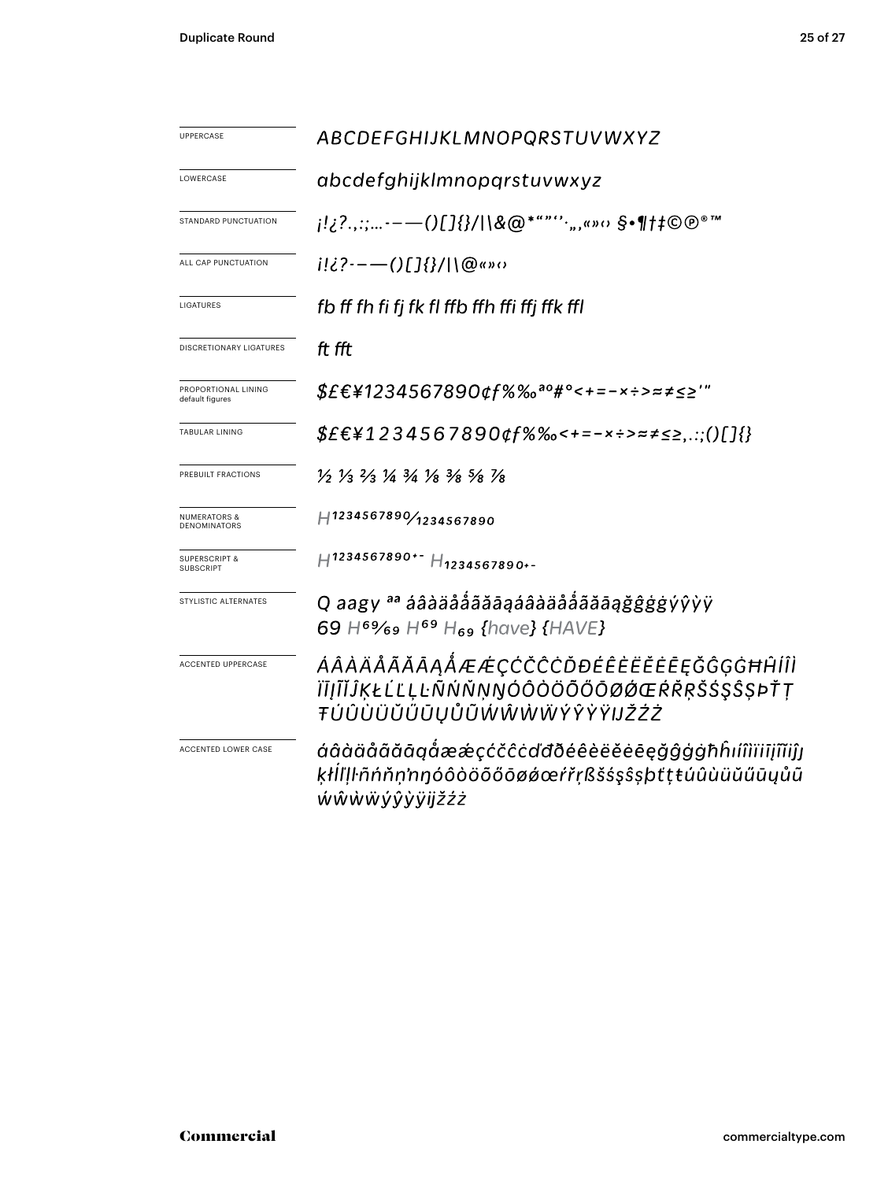| | |
|---|---|
| UPPERCASE | *ABCDEFGHIJKLMNOPQRSTUVWXYZ* |
| LOWERCASE | *abcdefghijklmnopqrstuvwxyz* |
| STANDARD PUNCTUATION | *¡!¿?.,:;…-–—()[]{}/|\&@*“”‘’·„‚«»‹› §•¶†‡©℗®™* |
| ALL CAP PUNCTUATION | *¡!¿?-–—()[]{}/|\@«»‹›* |
| LIGATURES | *fb ff fh fi fj fk fl ffb ffh ffi ffj ffk ffl* |
| DISCRETIONARY LIGATURES | *ft fft* |
| PROPORTIONAL LINING default figures | *$£€¥1234567890¢ƒ%‰ªº#°<+=−×÷>≈≠≤≥'"* |
| TABULAR LINING | *$£€¥1234567890¢ƒ%‰<+=−×÷>≈≠≤≥,.:;()[]{}* |
| PREBUILT FRACTIONS | *½ ⅓ ⅔ ¼ ¾ ⅛ ⅜ ⅝ ⅞* |
| NUMERATORS & DENOMINATORS | *H1234567890⁄1234567890* |
| SUPERSCRIPT & SUBSCRIPT | *H1234567890+- H1234567890+-* |
| STYLISTIC ALTERNATES | *Q aagy ªª áâàäåǻãăāąáâàäåǻãăāąğĝģġýŷỳÿ 69 H69⁄69 H69 H69 {have} {HAVE}* |
| ACCENTED UPPERCASE | *ÁÂÀÄÅÃĂĀĄǺÆǼÇĆČĈĊĎĐÉÊÈËĔĖĒĘĞĜĢĠĦĤÍÎÌÏĪĮĨĬĴĶŁĹĽĻĿÑŃŇŅŊÓÔÒÖÕŐŌØǾŒŔŘŖŠŚŞŜȘÞŤŢŦÚÛÙÜŬŰŪŲŮŨẂŴẀẄÝŶỲŸĲŽŹŻ* |
| ACCENTED LOWER CASE | *áâàäåãăāąǻæǽçćčĉċďđðéêèëěėēęğĝģġħĥıíîìïīįĩĭȷķłĺľļŀñńňņŉŋóôòöõőōøǿœŕřŗßšśşŝșþťţŧúûùüŭűūųůũẃŵẁẅýŷỳÿĳžźż* |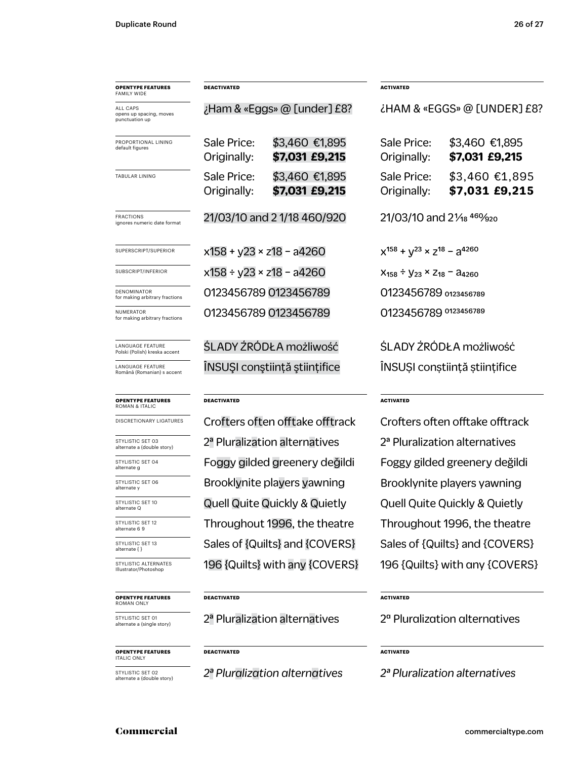| OPENTYPE FEATURES FAMILY WIDE | DEACTIVATED | ACTIVATED |
|---|---|---|
| ALL CAPS opens up spacing, moves punctuation up | ¿Ham & «Eggs» @ [under] £8? | ¿HAM & «EGGS» @ [UNDER] £8? |
| PROPORTIONAL LINING default figures | Sale Price: $3,460 €1,895 Originally: **$7,031 £9,215** | Sale Price: $3,460 €1,895 Originally: **$7,031 £9,215** |
| TABULAR LINING | Sale Price: $3,460 €1,895 Originally: **$7,031 £9,215** | Sale Price: $3,460 €1,895 Originally: **$7,031 £9,215** |
| FRACTIONS ignores numeric date format | 21/03/10 and 2 1/18 460/920 | 21/03/10 and 2 1⁄18 460⁄920 |
| SUPERSCRIPT/SUPERIOR | x158 + y23 × z18 − a4260 | $x^{158} + y^{23} \times z^{18} - a^{4260}$ |
| SUBSCRIPT/INFERIOR | x158 ÷ y23 × z18 − a4260 | $x_{158} \div y_{23} \times z_{18} - a_{4260}$ |
| DENOMINATOR for making arbitrary fractions | 0123456789 0123456789 | 0123456789 $_{0123456789}$ |
| NUMERATOR for making arbitrary fractions | 0123456789 0123456789 | 0123456789 $^{0123456789}$ |
| LANGUAGE FEATURE Polski (Polish) kreska accent | ŚLADY ŹRÓDŁA możliwość | ŚLADY ŹRÓDŁA możliwość |
| LANGUAGE FEATURE Română (Romanian) s accent | ÎNSUŞI conştiinţă ştiinţifice | ÎNSUȘI conștiință științifice |

| OPENTYPE FEATURES ROMAN & ITALIC | DEACTIVATED | ACTIVATED |
|---|---|---|
| DISCRETIONARY LIGATURES | Crofters often offtake offtrack | Crofters often offtake offtrack |
| STYLISTIC SET 03 alternate a (double story) | 2ª Pluralization alternatives | 2ª Pluralization alternatives |
| STYLISTIC SET 04 alternate g | Foggy gilded greenery değildi | Foggy gilded greenery değildi |
| STYLISTIC SET 06 alternate y | Brooklynite players yawning | Brooklynite players yawning |
| STYLISTIC SET 10 alternate Q | Quell Quite Quickly & Quietly | Quell Quite Quickly & Quietly |
| STYLISTIC SET 12 alternate 6 9 | Throughout 1996, the theatre | Throughout 1996, the theatre |
| STYLISTIC SET 13 alternate { } | Sales of {Quilts} and {COVERS} | Sales of {Quilts} and {COVERS} |
| STYLISTIC ALTERNATES Illustrator/Photoshop | 196 {Quilts} with any {COVERS} | 196 {Quilts} with αny {COVERS} |

| OPENTYPE FEATURES ROMAN ONLY | DEACTIVATED | ACTIVATED |
|---|---|---|
| STYLISTIC SET 01 alternate a (single story) | 2ª Pluralization alternatives | 2ª Pluralizαtion αlternαtives |

| OPENTYPE FEATURES ITALIC ONLY | DEACTIVATED | ACTIVATED |
|---|---|---|
| STYLISTIC SET 02 alternate a (double story) | *2ª Pluralization alternatives* | *2ª Pluralization alternatives* |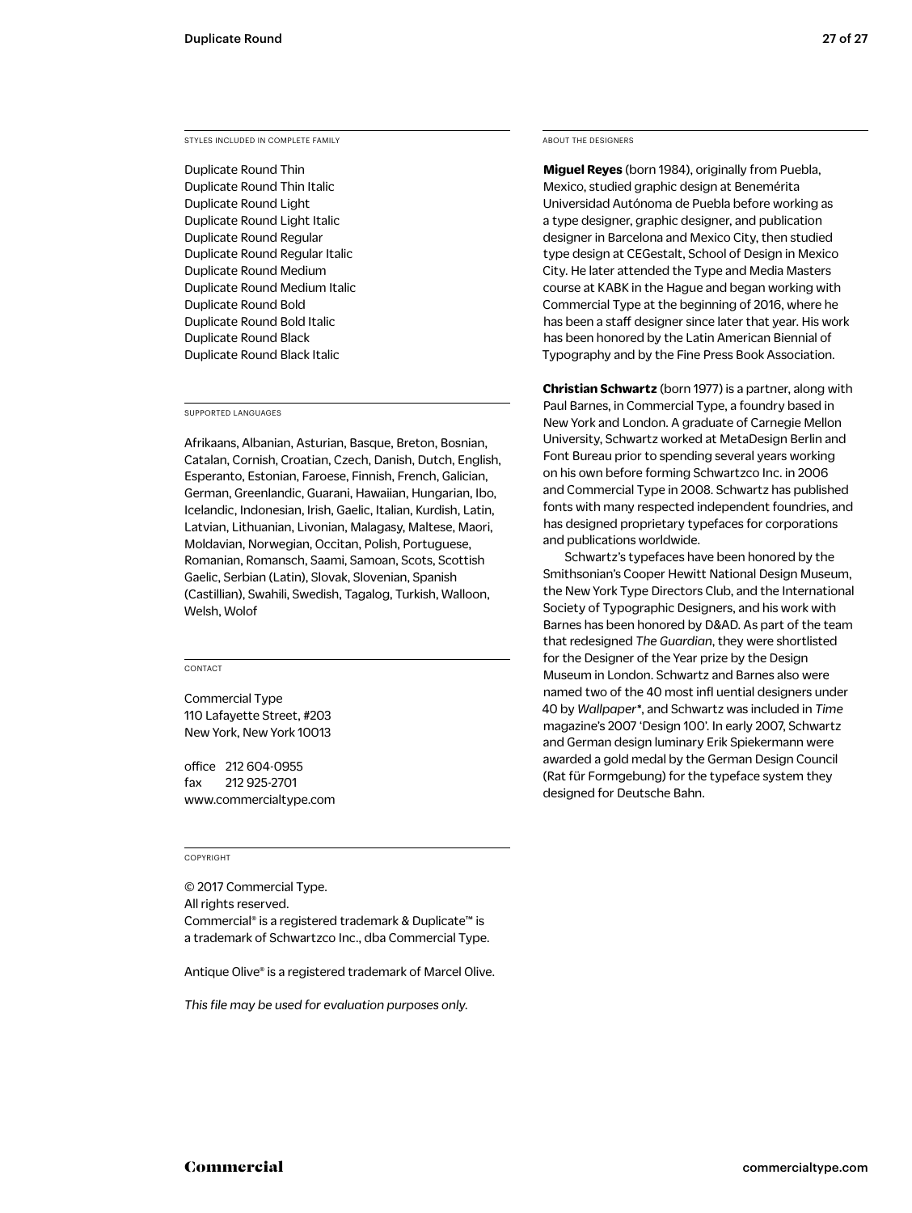STYLES INCLUDED IN COMPLETE FAMILY

Duplicate Round Thin
Duplicate Round Thin Italic
Duplicate Round Light
Duplicate Round Light Italic
Duplicate Round Regular
Duplicate Round Regular Italic
Duplicate Round Medium
Duplicate Round Medium Italic
Duplicate Round Bold
Duplicate Round Bold Italic
Duplicate Round Black
Duplicate Round Black Italic

SUPPORTED LANGUAGES

Afrikaans, Albanian, Asturian, Basque, Breton, Bosnian, Catalan, Cornish, Croatian, Czech, Danish, Dutch, English, Esperanto, Estonian, Faroese, Finnish, French, Galician, German, Greenlandic, Guarani, Hawaiian, Hungarian, Ibo, Icelandic, Indonesian, Irish, Gaelic, Italian, Kurdish, Latin, Latvian, Lithuanian, Livonian, Malagasy, Maltese, Maori, Moldavian, Norwegian, Occitan, Polish, Portuguese, Romanian, Romansch, Saami, Samoan, Scots, Scottish Gaelic, Serbian (Latin), Slovak, Slovenian, Spanish (Castillian), Swahili, Swedish, Tagalog, Turkish, Walloon, Welsh, Wolof

CONTACT

Commercial Type
110 Lafayette Street, #203
New York, New York 10013

office 212 604-0955
fax 212 925-2701
www.commercialtype.com

COPYRIGHT

© 2017 Commercial Type.
All rights reserved.
Commercial® is a registered trademark & Duplicate™ is a trademark of Schwartzco Inc., dba Commercial Type.

Antique Olive® is a registered trademark of Marcel Olive.

*This file may be used for evaluation purposes only.*

ABOUT THE DESIGNERS

**Miguel Reyes** (born 1984), originally from Puebla, Mexico, studied graphic design at Benemérita Universidad Autónoma de Puebla before working as a type designer, graphic designer, and publication designer in Barcelona and Mexico City, then studied type design at CEGestalt, School of Design in Mexico City. He later attended the Type and Media Masters course at KABK in the Hague and began working with Commercial Type at the beginning of 2016, where he has been a staff designer since later that year. His work has been honored by the Latin American Biennial of Typography and by the Fine Press Book Association.

**Christian Schwartz** (born 1977) is a partner, along with Paul Barnes, in Commercial Type, a foundry based in New York and London. A graduate of Carnegie Mellon University, Schwartz worked at MetaDesign Berlin and Font Bureau prior to spending several years working on his own before forming Schwartzco Inc. in 2006 and Commercial Type in 2008. Schwartz has published fonts with many respected independent foundries, and has designed proprietary typefaces for corporations and publications worldwide.

Schwartz's typefaces have been honored by the Smithsonian's Cooper Hewitt National Design Museum, the New York Type Directors Club, and the International Society of Typographic Designers, and his work with Barnes has been honored by D&AD. As part of the team that redesigned *The Guardian*, they were shortlisted for the Designer of the Year prize by the Design Museum in London. Schwartz and Barnes also were named two of the 40 most infl uential designers under 40 by *Wallpaper**, and Schwartz was included in *Time* magazine's 2007 'Design 100'. In early 2007, Schwartz and German design luminary Erik Spiekermann were awarded a gold medal by the German Design Council (Rat für Formgebung) for the typeface system they designed for Deutsche Bahn.